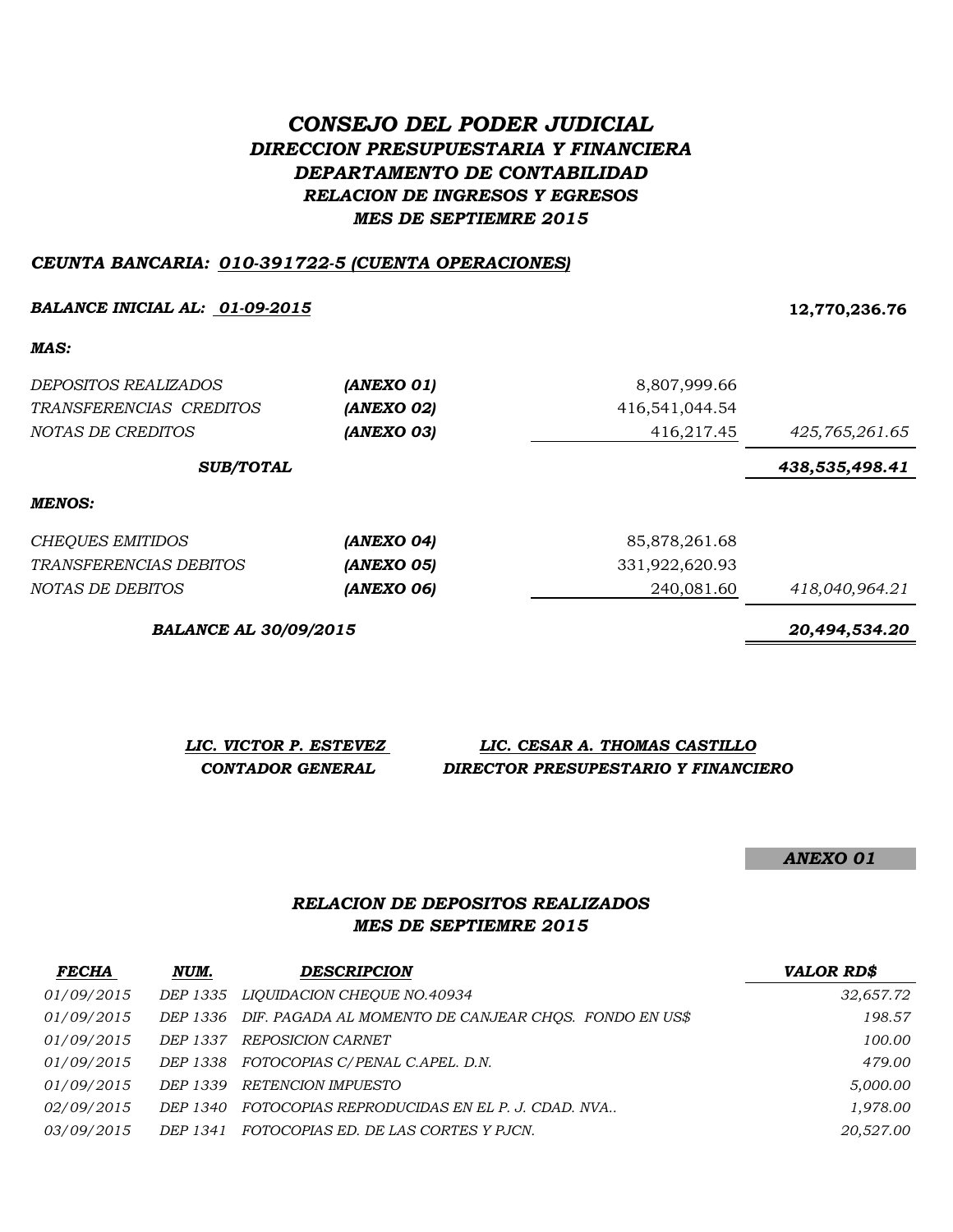# CONSEJO DEL PODER JUDICIAL

## DIRECCION PRESUPUESTARIA Y FINANCIERA

## DEPARTAMENTO DE CONTABILIDAD

### RELACION DE INGRESOS Y EGRESOS

### MES DE SEPTIEMRE 2015

***CEUNTA BANCARIA: 010-391722-5 (CUENTA OPERACIONES)***

| | | | |
|---|---|---|---|
| ***BALANCE INICIAL AL: 01-09-2015*** | | | **12,770,236.76** |
| ***MAS:*** | | | |
| *DEPOSITOS REALIZADOS* | ***(ANEXO 01)*** | 8,807,999.66 | |
| *TRANSFERENCIAS CREDITOS* | ***(ANEXO 02)*** | 416,541,044.54 | |
| *NOTAS DE CREDITOS* | ***(ANEXO 03)*** | 416,217.45 | *425,765,261.65* |
| ***SUB/TOTAL*** | | | ***438,535,498.41*** |
| ***MENOS:*** | | | |
| *CHEQUES EMITIDOS* | ***(ANEXO 04)*** | 85,878,261.68 | |
| *TRANSFERENCIAS DEBITOS* | ***(ANEXO 05)*** | 331,922,620.93 | |
| *NOTAS DE DEBITOS* | ***(ANEXO 06)*** | 240,081.60 | *418,040,964.21* |
| ***BALANCE AL 30/09/2015*** | | | ***20,494,534.20*** |

***LIC. VICTOR P. ESTEVEZ***
***CONTADOR GENERAL***

***LIC. CESAR A. THOMAS CASTILLO***
***DIRECTOR PRESUPESTARIO Y FINANCIERO***

***ANEXO 01***

### RELACION DE DEPOSITOS REALIZADOS

### MES DE SEPTIEMRE 2015

| FECHA | NUM. | DESCRIPCION | VALOR RD$ |
|---|---|---|---|
| 01/09/2015 | DEP 1335 | LIQUIDACION CHEQUE NO.40934 | 32,657.72 |
| 01/09/2015 | DEP 1336 | DIF. PAGADA AL MOMENTO DE CANJEAR CHQS. FONDO EN US$ | 198.57 |
| 01/09/2015 | DEP 1337 | REPOSICION CARNET | 100.00 |
| 01/09/2015 | DEP 1338 | FOTOCOPIAS C/PENAL C.APEL. D.N. | 479.00 |
| 01/09/2015 | DEP 1339 | RETENCION IMPUESTO | 5,000.00 |
| 02/09/2015 | DEP 1340 | FOTOCOPIAS REPRODUCIDAS EN EL P. J. CDAD. NVA.. | 1,978.00 |
| 03/09/2015 | DEP 1341 | FOTOCOPIAS ED. DE LAS CORTES Y PJCN. | 20,527.00 |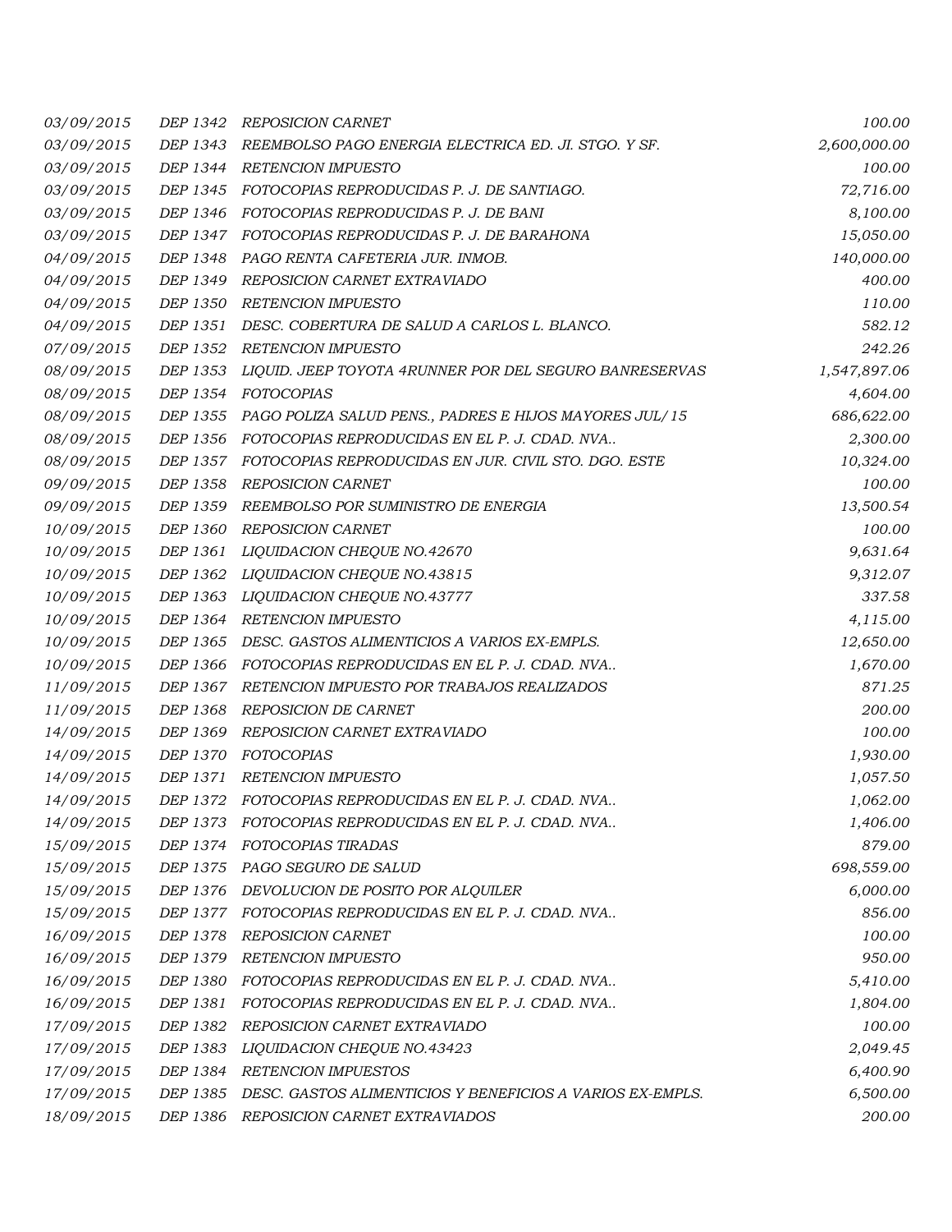| | | | |
|---|---|---|---|
| 03/09/2015 | DEP 1342 | REPOSICION CARNET | 100.00 |
| 03/09/2015 | DEP 1343 | REEMBOLSO PAGO ENERGIA ELECTRICA ED. JI. STGO. Y SF. | 2,600,000.00 |
| 03/09/2015 | DEP 1344 | RETENCION IMPUESTO | 100.00 |
| 03/09/2015 | DEP 1345 | FOTOCOPIAS REPRODUCIDAS P. J. DE SANTIAGO. | 72,716.00 |
| 03/09/2015 | DEP 1346 | FOTOCOPIAS REPRODUCIDAS P. J. DE BANI | 8,100.00 |
| 03/09/2015 | DEP 1347 | FOTOCOPIAS REPRODUCIDAS P. J. DE BARAHONA | 15,050.00 |
| 04/09/2015 | DEP 1348 | PAGO RENTA CAFETERIA JUR. INMOB. | 140,000.00 |
| 04/09/2015 | DEP 1349 | REPOSICION CARNET EXTRAVIADO | 400.00 |
| 04/09/2015 | DEP 1350 | RETENCION IMPUESTO | 110.00 |
| 04/09/2015 | DEP 1351 | DESC. COBERTURA DE SALUD A CARLOS L. BLANCO. | 582.12 |
| 07/09/2015 | DEP 1352 | RETENCION IMPUESTO | 242.26 |
| 08/09/2015 | DEP 1353 | LIQUID. JEEP TOYOTA 4RUNNER POR DEL SEGURO BANRESERVAS | 1,547,897.06 |
| 08/09/2015 | DEP 1354 | FOTOCOPIAS | 4,604.00 |
| 08/09/2015 | DEP 1355 | PAGO POLIZA SALUD PENS., PADRES E HIJOS MAYORES JUL/15 | 686,622.00 |
| 08/09/2015 | DEP 1356 | FOTOCOPIAS REPRODUCIDAS EN EL P. J. CDAD. NVA.. | 2,300.00 |
| 08/09/2015 | DEP 1357 | FOTOCOPIAS REPRODUCIDAS EN JUR. CIVIL STO. DGO. ESTE | 10,324.00 |
| 09/09/2015 | DEP 1358 | REPOSICION CARNET | 100.00 |
| 09/09/2015 | DEP 1359 | REEMBOLSO POR SUMINISTRO DE ENERGIA | 13,500.54 |
| 10/09/2015 | DEP 1360 | REPOSICION CARNET | 100.00 |
| 10/09/2015 | DEP 1361 | LIQUIDACION CHEQUE NO.42670 | 9,631.64 |
| 10/09/2015 | DEP 1362 | LIQUIDACION CHEQUE NO.43815 | 9,312.07 |
| 10/09/2015 | DEP 1363 | LIQUIDACION CHEQUE NO.43777 | 337.58 |
| 10/09/2015 | DEP 1364 | RETENCION IMPUESTO | 4,115.00 |
| 10/09/2015 | DEP 1365 | DESC. GASTOS ALIMENTICIOS A VARIOS EX-EMPLS. | 12,650.00 |
| 10/09/2015 | DEP 1366 | FOTOCOPIAS REPRODUCIDAS EN EL P. J. CDAD. NVA.. | 1,670.00 |
| 11/09/2015 | DEP 1367 | RETENCION IMPUESTO POR TRABAJOS REALIZADOS | 871.25 |
| 11/09/2015 | DEP 1368 | REPOSICION DE CARNET | 200.00 |
| 14/09/2015 | DEP 1369 | REPOSICION CARNET EXTRAVIADO | 100.00 |
| 14/09/2015 | DEP 1370 | FOTOCOPIAS | 1,930.00 |
| 14/09/2015 | DEP 1371 | RETENCION IMPUESTO | 1,057.50 |
| 14/09/2015 | DEP 1372 | FOTOCOPIAS REPRODUCIDAS EN EL P. J. CDAD. NVA.. | 1,062.00 |
| 14/09/2015 | DEP 1373 | FOTOCOPIAS REPRODUCIDAS EN EL P. J. CDAD. NVA.. | 1,406.00 |
| 15/09/2015 | DEP 1374 | FOTOCOPIAS TIRADAS | 879.00 |
| 15/09/2015 | DEP 1375 | PAGO SEGURO DE SALUD | 698,559.00 |
| 15/09/2015 | DEP 1376 | DEVOLUCION DE POSITO POR ALQUILER | 6,000.00 |
| 15/09/2015 | DEP 1377 | FOTOCOPIAS REPRODUCIDAS EN EL P. J. CDAD. NVA.. | 856.00 |
| 16/09/2015 | DEP 1378 | REPOSICION CARNET | 100.00 |
| 16/09/2015 | DEP 1379 | RETENCION IMPUESTO | 950.00 |
| 16/09/2015 | DEP 1380 | FOTOCOPIAS REPRODUCIDAS EN EL P. J. CDAD. NVA.. | 5,410.00 |
| 16/09/2015 | DEP 1381 | FOTOCOPIAS REPRODUCIDAS EN EL P. J. CDAD. NVA.. | 1,804.00 |
| 17/09/2015 | DEP 1382 | REPOSICION CARNET EXTRAVIADO | 100.00 |
| 17/09/2015 | DEP 1383 | LIQUIDACION CHEQUE NO.43423 | 2,049.45 |
| 17/09/2015 | DEP 1384 | RETENCION IMPUESTOS | 6,400.90 |
| 17/09/2015 | DEP 1385 | DESC. GASTOS ALIMENTICIOS Y BENEFICIOS A VARIOS EX-EMPLS. | 6,500.00 |
| 18/09/2015 | DEP 1386 | REPOSICION CARNET EXTRAVIADOS | 200.00 |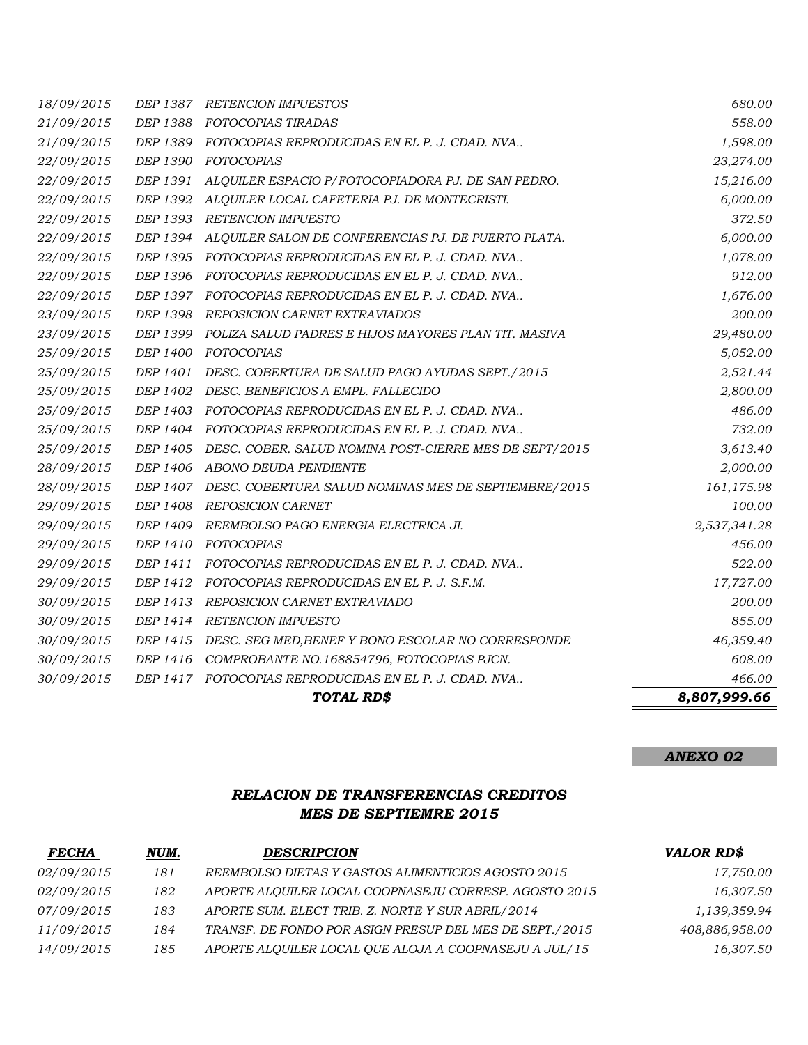| | | | |
|---|---|---|---|
| 18/09/2015 | DEP 1387 | RETENCION IMPUESTOS | 680.00 |
| 21/09/2015 | DEP 1388 | FOTOCOPIAS TIRADAS | 558.00 |
| 21/09/2015 | DEP 1389 | FOTOCOPIAS REPRODUCIDAS EN EL P. J. CDAD. NVA.. | 1,598.00 |
| 22/09/2015 | DEP 1390 | FOTOCOPIAS | 23,274.00 |
| 22/09/2015 | DEP 1391 | ALQUILER ESPACIO P/FOTOCOPIADORA PJ. DE SAN PEDRO. | 15,216.00 |
| 22/09/2015 | DEP 1392 | ALQUILER LOCAL CAFETERIA PJ. DE MONTECRISTI. | 6,000.00 |
| 22/09/2015 | DEP 1393 | RETENCION IMPUESTO | 372.50 |
| 22/09/2015 | DEP 1394 | ALQUILER SALON DE CONFERENCIAS PJ. DE PUERTO PLATA. | 6,000.00 |
| 22/09/2015 | DEP 1395 | FOTOCOPIAS REPRODUCIDAS EN EL P. J. CDAD. NVA.. | 1,078.00 |
| 22/09/2015 | DEP 1396 | FOTOCOPIAS REPRODUCIDAS EN EL P. J. CDAD. NVA.. | 912.00 |
| 22/09/2015 | DEP 1397 | FOTOCOPIAS REPRODUCIDAS EN EL P. J. CDAD. NVA.. | 1,676.00 |
| 23/09/2015 | DEP 1398 | REPOSICION CARNET EXTRAVIADOS | 200.00 |
| 23/09/2015 | DEP 1399 | POLIZA SALUD PADRES E HIJOS MAYORES PLAN TIT. MASIVA | 29,480.00 |
| 25/09/2015 | DEP 1400 | FOTOCOPIAS | 5,052.00 |
| 25/09/2015 | DEP 1401 | DESC. COBERTURA DE SALUD PAGO AYUDAS SEPT./2015 | 2,521.44 |
| 25/09/2015 | DEP 1402 | DESC. BENEFICIOS A EMPL. FALLECIDO | 2,800.00 |
| 25/09/2015 | DEP 1403 | FOTOCOPIAS REPRODUCIDAS EN EL P. J. CDAD. NVA.. | 486.00 |
| 25/09/2015 | DEP 1404 | FOTOCOPIAS REPRODUCIDAS EN EL P. J. CDAD. NVA.. | 732.00 |
| 25/09/2015 | DEP 1405 | DESC. COBER. SALUD NOMINA POST-CIERRE MES DE SEPT/2015 | 3,613.40 |
| 28/09/2015 | DEP 1406 | ABONO DEUDA PENDIENTE | 2,000.00 |
| 28/09/2015 | DEP 1407 | DESC. COBERTURA SALUD NOMINAS MES DE SEPTIEMBRE/2015 | 161,175.98 |
| 29/09/2015 | DEP 1408 | REPOSICION CARNET | 100.00 |
| 29/09/2015 | DEP 1409 | REEMBOLSO PAGO ENERGIA ELECTRICA JI. | 2,537,341.28 |
| 29/09/2015 | DEP 1410 | FOTOCOPIAS | 456.00 |
| 29/09/2015 | DEP 1411 | FOTOCOPIAS REPRODUCIDAS EN EL P. J. CDAD. NVA.. | 522.00 |
| 29/09/2015 | DEP 1412 | FOTOCOPIAS REPRODUCIDAS EN EL P. J. S.F.M. | 17,727.00 |
| 30/09/2015 | DEP 1413 | REPOSICION CARNET EXTRAVIADO | 200.00 |
| 30/09/2015 | DEP 1414 | RETENCION IMPUESTO | 855.00 |
| 30/09/2015 | DEP 1415 | DESC. SEG MED,BENEF Y BONO ESCOLAR NO CORRESPONDE | 46,359.40 |
| 30/09/2015 | DEP 1416 | COMPROBANTE NO.168854796, FOTOCOPIAS PJCN. | 608.00 |
| 30/09/2015 | DEP 1417 | FOTOCOPIAS REPRODUCIDAS EN EL P. J. CDAD. NVA.. | 466.00 |
| | | ***TOTAL RD$*** | ***8,807,999.66*** |

***ANEXO 02***

## *RELACION DE TRANSFERENCIAS CREDITOS*
## *MES DE SEPTIEMRE 2015*

| *FECHA* | *NUM.* | *DESCRIPCION* | *VALOR RD$* |
|---|---|---|---|
| 02/09/2015 | 181 | REEMBOLSO DIETAS Y GASTOS ALIMENTICIOS AGOSTO 2015 | 17,750.00 |
| 02/09/2015 | 182 | APORTE ALQUILER LOCAL COOPNASEJU CORRESP. AGOSTO 2015 | 16,307.50 |
| 07/09/2015 | 183 | APORTE SUM. ELECT TRIB. Z. NORTE Y SUR ABRIL/2014 | 1,139,359.94 |
| 11/09/2015 | 184 | TRANSF. DE FONDO POR ASIGN PRESUP DEL MES DE SEPT./2015 | 408,886,958.00 |
| 14/09/2015 | 185 | APORTE ALQUILER LOCAL QUE ALOJA A COOPNASEJU A JUL/15 | 16,307.50 |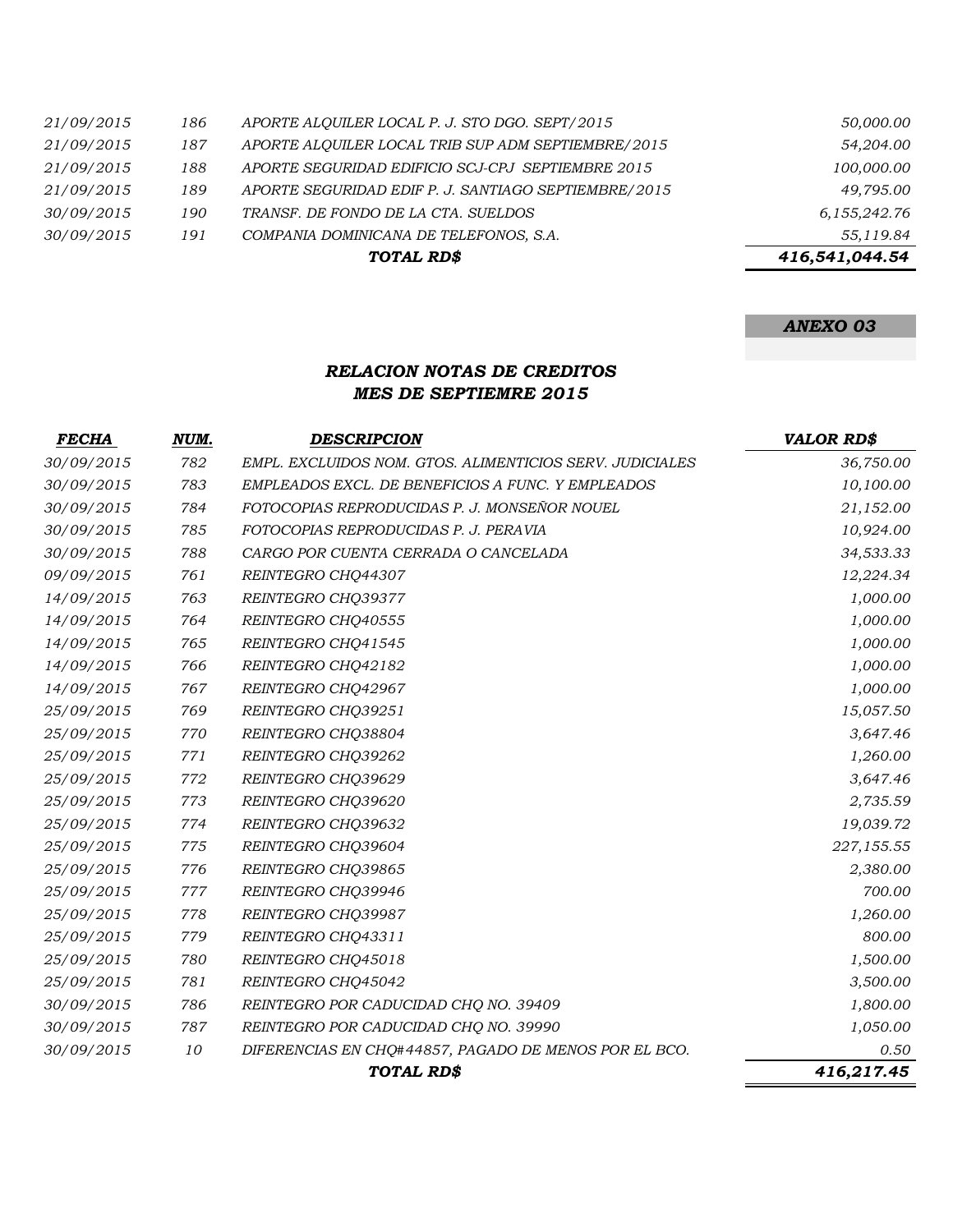| | | | |
|---|---|---|---|
| 21/09/2015 | 186 | APORTE ALQUILER LOCAL P. J. STO DGO. SEPT/2015 | 50,000.00 |
| 21/09/2015 | 187 | APORTE ALQUILER LOCAL TRIB SUP ADM SEPTIEMBRE/2015 | 54,204.00 |
| 21/09/2015 | 188 | APORTE SEGURIDAD EDIFICIO SCJ-CPJ SEPTIEMBRE 2015 | 100,000.00 |
| 21/09/2015 | 189 | APORTE SEGURIDAD EDIF P. J. SANTIAGO SEPTIEMBRE/2015 | 49,795.00 |
| 30/09/2015 | 190 | TRANSF. DE FONDO DE LA CTA. SUELDOS | 6,155,242.76 |
| 30/09/2015 | 191 | COMPANIA DOMINICANA DE TELEFONOS, S.A. | 55,119.84 |
| | | **TOTAL RD$** | **416,541,044.54** |

***ANEXO 03***

## *RELACION NOTAS DE CREDITOS*
## *MES DE SEPTIEMRE 2015*

| *FECHA* | *NUM.* | *DESCRIPCION* | *VALOR RD$* |
|---|---|---|---|
| 30/09/2015 | 782 | EMPL. EXCLUIDOS NOM. GTOS. ALIMENTICIOS SERV. JUDICIALES | 36,750.00 |
| 30/09/2015 | 783 | EMPLEADOS EXCL. DE BENEFICIOS A FUNC. Y EMPLEADOS | 10,100.00 |
| 30/09/2015 | 784 | FOTOCOPIAS REPRODUCIDAS P. J. MONSEÑOR NOUEL | 21,152.00 |
| 30/09/2015 | 785 | FOTOCOPIAS REPRODUCIDAS P. J. PERAVIA | 10,924.00 |
| 30/09/2015 | 788 | CARGO POR CUENTA CERRADA O CANCELADA | 34,533.33 |
| 09/09/2015 | 761 | REINTEGRO CHQ44307 | 12,224.34 |
| 14/09/2015 | 763 | REINTEGRO CHQ39377 | 1,000.00 |
| 14/09/2015 | 764 | REINTEGRO CHQ40555 | 1,000.00 |
| 14/09/2015 | 765 | REINTEGRO CHQ41545 | 1,000.00 |
| 14/09/2015 | 766 | REINTEGRO CHQ42182 | 1,000.00 |
| 14/09/2015 | 767 | REINTEGRO CHQ42967 | 1,000.00 |
| 25/09/2015 | 769 | REINTEGRO CHQ39251 | 15,057.50 |
| 25/09/2015 | 770 | REINTEGRO CHQ38804 | 3,647.46 |
| 25/09/2015 | 771 | REINTEGRO CHQ39262 | 1,260.00 |
| 25/09/2015 | 772 | REINTEGRO CHQ39629 | 3,647.46 |
| 25/09/2015 | 773 | REINTEGRO CHQ39620 | 2,735.59 |
| 25/09/2015 | 774 | REINTEGRO CHQ39632 | 19,039.72 |
| 25/09/2015 | 775 | REINTEGRO CHQ39604 | 227,155.55 |
| 25/09/2015 | 776 | REINTEGRO CHQ39865 | 2,380.00 |
| 25/09/2015 | 777 | REINTEGRO CHQ39946 | 700.00 |
| 25/09/2015 | 778 | REINTEGRO CHQ39987 | 1,260.00 |
| 25/09/2015 | 779 | REINTEGRO CHQ43311 | 800.00 |
| 25/09/2015 | 780 | REINTEGRO CHQ45018 | 1,500.00 |
| 25/09/2015 | 781 | REINTEGRO CHQ45042 | 3,500.00 |
| 30/09/2015 | 786 | REINTEGRO POR CADUCIDAD CHQ NO. 39409 | 1,800.00 |
| 30/09/2015 | 787 | REINTEGRO POR CADUCIDAD CHQ NO. 39990 | 1,050.00 |
| 30/09/2015 | 10 | DIFERENCIAS EN CHQ#44857, PAGADO DE MENOS POR EL BCO. | 0.50 |
| | | **TOTAL RD$** | **416,217.45** |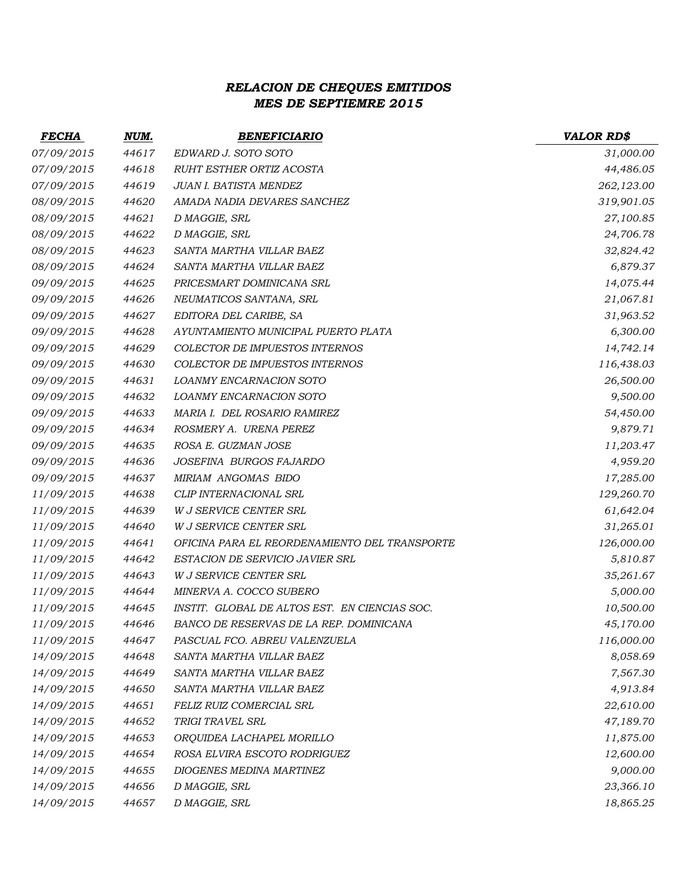# *RELACION DE CHEQUES EMITIDOS*
## *MES DE SEPTIEMRE 2015*

| ***FECHA*** | ***NUM.*** | ***BENEFICIARIO*** | ***VALOR RD$*** |
|---|---|---|---|
| *07/09/2015* | *44617* | *EDWARD J. SOTO SOTO* | *31,000.00* |
| *07/09/2015* | *44618* | *RUHT ESTHER ORTIZ ACOSTA* | *44,486.05* |
| *07/09/2015* | *44619* | *JUAN I. BATISTA MENDEZ* | *262,123.00* |
| *08/09/2015* | *44620* | *AMADA NADIA DEVARES SANCHEZ* | *319,901.05* |
| *08/09/2015* | *44621* | *D MAGGIE, SRL* | *27,100.85* |
| *08/09/2015* | *44622* | *D MAGGIE, SRL* | *24,706.78* |
| *08/09/2015* | *44623* | *SANTA MARTHA VILLAR BAEZ* | *32,824.42* |
| *08/09/2015* | *44624* | *SANTA MARTHA VILLAR BAEZ* | *6,879.37* |
| *09/09/2015* | *44625* | *PRICESMART DOMINICANA SRL* | *14,075.44* |
| *09/09/2015* | *44626* | *NEUMATICOS SANTANA, SRL* | *21,067.81* |
| *09/09/2015* | *44627* | *EDITORA DEL CARIBE, SA* | *31,963.52* |
| *09/09/2015* | *44628* | *AYUNTAMIENTO MUNICIPAL PUERTO PLATA* | *6,300.00* |
| *09/09/2015* | *44629* | *COLECTOR DE IMPUESTOS INTERNOS* | *14,742.14* |
| *09/09/2015* | *44630* | *COLECTOR DE IMPUESTOS INTERNOS* | *116,438.03* |
| *09/09/2015* | *44631* | *LOANMY ENCARNACION SOTO* | *26,500.00* |
| *09/09/2015* | *44632* | *LOANMY ENCARNACION SOTO* | *9,500.00* |
| *09/09/2015* | *44633* | *MARIA I. DEL ROSARIO RAMIREZ* | *54,450.00* |
| *09/09/2015* | *44634* | *ROSMERY A. URENA PEREZ* | *9,879.71* |
| *09/09/2015* | *44635* | *ROSA E. GUZMAN JOSE* | *11,203.47* |
| *09/09/2015* | *44636* | *JOSEFINA BURGOS FAJARDO* | *4,959.20* |
| *09/09/2015* | *44637* | *MIRIAM ANGOMAS BIDO* | *17,285.00* |
| *11/09/2015* | *44638* | *CLIP INTERNACIONAL SRL* | *129,260.70* |
| *11/09/2015* | *44639* | *W J SERVICE CENTER SRL* | *61,642.04* |
| *11/09/2015* | *44640* | *W J SERVICE CENTER SRL* | *31,265.01* |
| *11/09/2015* | *44641* | *OFICINA PARA EL REORDENAMIENTO DEL TRANSPORTE* | *126,000.00* |
| *11/09/2015* | *44642* | *ESTACION DE SERVICIO JAVIER SRL* | *5,810.87* |
| *11/09/2015* | *44643* | *W J SERVICE CENTER SRL* | *35,261.67* |
| *11/09/2015* | *44644* | *MINERVA A. COCCO SUBERO* | *5,000.00* |
| *11/09/2015* | *44645* | *INSTIT. GLOBAL DE ALTOS EST. EN CIENCIAS SOC.* | *10,500.00* |
| *11/09/2015* | *44646* | *BANCO DE RESERVAS DE LA REP. DOMINICANA* | *45,170.00* |
| *11/09/2015* | *44647* | *PASCUAL FCO. ABREU VALENZUELA* | *116,000.00* |
| *14/09/2015* | *44648* | *SANTA MARTHA VILLAR BAEZ* | *8,058.69* |
| *14/09/2015* | *44649* | *SANTA MARTHA VILLAR BAEZ* | *7,567.30* |
| *14/09/2015* | *44650* | *SANTA MARTHA VILLAR BAEZ* | *4,913.84* |
| *14/09/2015* | *44651* | *FELIZ RUIZ COMERCIAL SRL* | *22,610.00* |
| *14/09/2015* | *44652* | *TRIGI TRAVEL SRL* | *47,189.70* |
| *14/09/2015* | *44653* | *ORQUIDEA LACHAPEL MORILLO* | *11,875.00* |
| *14/09/2015* | *44654* | *ROSA ELVIRA ESCOTO RODRIGUEZ* | *12,600.00* |
| *14/09/2015* | *44655* | *DIOGENES MEDINA MARTINEZ* | *9,000.00* |
| *14/09/2015* | *44656* | *D MAGGIE, SRL* | *23,366.10* |
| *14/09/2015* | *44657* | *D MAGGIE, SRL* | *18,865.25* |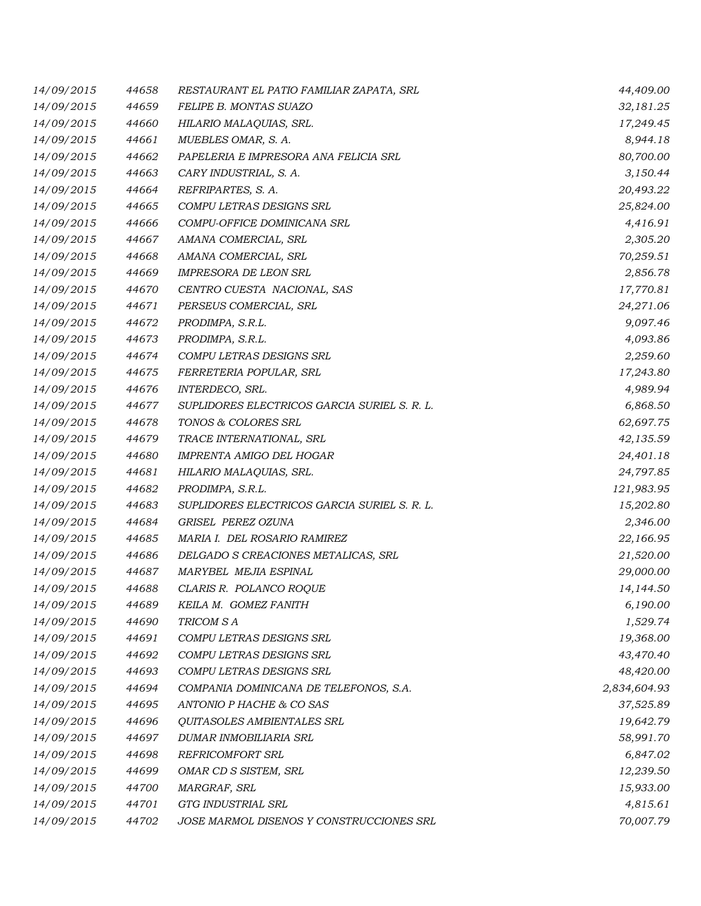| | | | |
|---|---|---|---|
| *14/09/2015* | *44658* | *RESTAURANT EL PATIO FAMILIAR ZAPATA, SRL* | *44,409.00* |
| *14/09/2015* | *44659* | *FELIPE B. MONTAS SUAZO* | *32,181.25* |
| *14/09/2015* | *44660* | *HILARIO MALAQUIAS, SRL.* | *17,249.45* |
| *14/09/2015* | *44661* | *MUEBLES OMAR, S. A.* | *8,944.18* |
| *14/09/2015* | *44662* | *PAPELERIA E IMPRESORA ANA FELICIA SRL* | *80,700.00* |
| *14/09/2015* | *44663* | *CARY INDUSTRIAL, S. A.* | *3,150.44* |
| *14/09/2015* | *44664* | *REFRIPARTES, S. A.* | *20,493.22* |
| *14/09/2015* | *44665* | *COMPU LETRAS DESIGNS SRL* | *25,824.00* |
| *14/09/2015* | *44666* | *COMPU-OFFICE DOMINICANA SRL* | *4,416.91* |
| *14/09/2015* | *44667* | *AMANA COMERCIAL, SRL* | *2,305.20* |
| *14/09/2015* | *44668* | *AMANA COMERCIAL, SRL* | *70,259.51* |
| *14/09/2015* | *44669* | *IMPRESORA DE LEON SRL* | *2,856.78* |
| *14/09/2015* | *44670* | *CENTRO CUESTA NACIONAL, SAS* | *17,770.81* |
| *14/09/2015* | *44671* | *PERSEUS COMERCIAL, SRL* | *24,271.06* |
| *14/09/2015* | *44672* | *PRODIMPA, S.R.L.* | *9,097.46* |
| *14/09/2015* | *44673* | *PRODIMPA, S.R.L.* | *4,093.86* |
| *14/09/2015* | *44674* | *COMPU LETRAS DESIGNS SRL* | *2,259.60* |
| *14/09/2015* | *44675* | *FERRETERIA POPULAR, SRL* | *17,243.80* |
| *14/09/2015* | *44676* | *INTERDECO, SRL.* | *4,989.94* |
| *14/09/2015* | *44677* | *SUPLIDORES ELECTRICOS GARCIA SURIEL S. R. L.* | *6,868.50* |
| *14/09/2015* | *44678* | *TONOS & COLORES SRL* | *62,697.75* |
| *14/09/2015* | *44679* | *TRACE INTERNATIONAL, SRL* | *42,135.59* |
| *14/09/2015* | *44680* | *IMPRENTA AMIGO DEL HOGAR* | *24,401.18* |
| *14/09/2015* | *44681* | *HILARIO MALAQUIAS, SRL.* | *24,797.85* |
| *14/09/2015* | *44682* | *PRODIMPA, S.R.L.* | *121,983.95* |
| *14/09/2015* | *44683* | *SUPLIDORES ELECTRICOS GARCIA SURIEL S. R. L.* | *15,202.80* |
| *14/09/2015* | *44684* | *GRISEL PEREZ OZUNA* | *2,346.00* |
| *14/09/2015* | *44685* | *MARIA I. DEL ROSARIO RAMIREZ* | *22,166.95* |
| *14/09/2015* | *44686* | *DELGADO S CREACIONES METALICAS, SRL* | *21,520.00* |
| *14/09/2015* | *44687* | *MARYBEL MEJIA ESPINAL* | *29,000.00* |
| *14/09/2015* | *44688* | *CLARIS R. POLANCO ROQUE* | *14,144.50* |
| *14/09/2015* | *44689* | *KEILA M. GOMEZ FANITH* | *6,190.00* |
| *14/09/2015* | *44690* | *TRICOM S A* | *1,529.74* |
| *14/09/2015* | *44691* | *COMPU LETRAS DESIGNS SRL* | *19,368.00* |
| *14/09/2015* | *44692* | *COMPU LETRAS DESIGNS SRL* | *43,470.40* |
| *14/09/2015* | *44693* | *COMPU LETRAS DESIGNS SRL* | *48,420.00* |
| *14/09/2015* | *44694* | *COMPANIA DOMINICANA DE TELEFONOS, S.A.* | *2,834,604.93* |
| *14/09/2015* | *44695* | *ANTONIO P HACHE & CO SAS* | *37,525.89* |
| *14/09/2015* | *44696* | *QUITASOLES AMBIENTALES SRL* | *19,642.79* |
| *14/09/2015* | *44697* | *DUMAR INMOBILIARIA SRL* | *58,991.70* |
| *14/09/2015* | *44698* | *REFRICOMFORT SRL* | *6,847.02* |
| *14/09/2015* | *44699* | *OMAR CD S SISTEM, SRL* | *12,239.50* |
| *14/09/2015* | *44700* | *MARGRAF, SRL* | *15,933.00* |
| *14/09/2015* | *44701* | *GTG INDUSTRIAL SRL* | *4,815.61* |
| *14/09/2015* | *44702* | *JOSE MARMOL DISENOS Y CONSTRUCCIONES SRL* | *70,007.79* |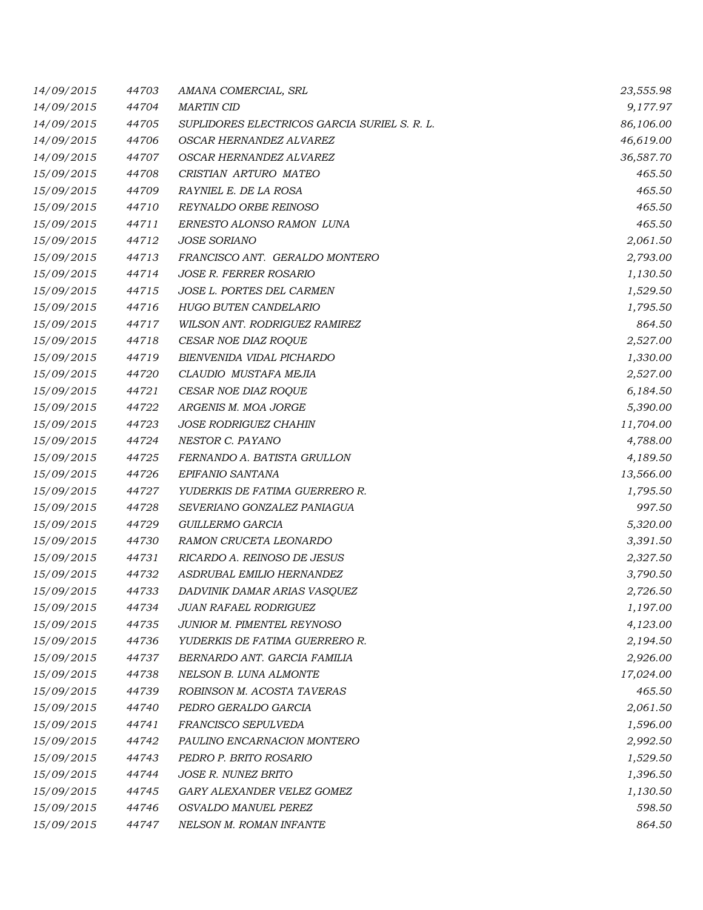| | | | |
|---|---|---|---|
| 14/09/2015 | 44703 | AMANA COMERCIAL, SRL | 23,555.98 |
| 14/09/2015 | 44704 | MARTIN CID | 9,177.97 |
| 14/09/2015 | 44705 | SUPLIDORES ELECTRICOS GARCIA SURIEL S. R. L. | 86,106.00 |
| 14/09/2015 | 44706 | OSCAR HERNANDEZ ALVAREZ | 46,619.00 |
| 14/09/2015 | 44707 | OSCAR HERNANDEZ ALVAREZ | 36,587.70 |
| 15/09/2015 | 44708 | CRISTIAN ARTURO MATEO | 465.50 |
| 15/09/2015 | 44709 | RAYNIEL E. DE LA ROSA | 465.50 |
| 15/09/2015 | 44710 | REYNALDO ORBE REINOSO | 465.50 |
| 15/09/2015 | 44711 | ERNESTO ALONSO RAMON LUNA | 465.50 |
| 15/09/2015 | 44712 | JOSE SORIANO | 2,061.50 |
| 15/09/2015 | 44713 | FRANCISCO ANT. GERALDO MONTERO | 2,793.00 |
| 15/09/2015 | 44714 | JOSE R. FERRER ROSARIO | 1,130.50 |
| 15/09/2015 | 44715 | JOSE L. PORTES DEL CARMEN | 1,529.50 |
| 15/09/2015 | 44716 | HUGO BUTEN CANDELARIO | 1,795.50 |
| 15/09/2015 | 44717 | WILSON ANT. RODRIGUEZ RAMIREZ | 864.50 |
| 15/09/2015 | 44718 | CESAR NOE DIAZ ROQUE | 2,527.00 |
| 15/09/2015 | 44719 | BIENVENIDA VIDAL PICHARDO | 1,330.00 |
| 15/09/2015 | 44720 | CLAUDIO MUSTAFA MEJIA | 2,527.00 |
| 15/09/2015 | 44721 | CESAR NOE DIAZ ROQUE | 6,184.50 |
| 15/09/2015 | 44722 | ARGENIS M. MOA JORGE | 5,390.00 |
| 15/09/2015 | 44723 | JOSE RODRIGUEZ CHAHIN | 11,704.00 |
| 15/09/2015 | 44724 | NESTOR C. PAYANO | 4,788.00 |
| 15/09/2015 | 44725 | FERNANDO A. BATISTA GRULLON | 4,189.50 |
| 15/09/2015 | 44726 | EPIFANIO SANTANA | 13,566.00 |
| 15/09/2015 | 44727 | YUDERKIS DE FATIMA GUERRERO R. | 1,795.50 |
| 15/09/2015 | 44728 | SEVERIANO GONZALEZ PANIAGUA | 997.50 |
| 15/09/2015 | 44729 | GUILLERMO GARCIA | 5,320.00 |
| 15/09/2015 | 44730 | RAMON CRUCETA LEONARDO | 3,391.50 |
| 15/09/2015 | 44731 | RICARDO A. REINOSO DE JESUS | 2,327.50 |
| 15/09/2015 | 44732 | ASDRUBAL EMILIO HERNANDEZ | 3,790.50 |
| 15/09/2015 | 44733 | DADVINIK DAMAR ARIAS VASQUEZ | 2,726.50 |
| 15/09/2015 | 44734 | JUAN RAFAEL RODRIGUEZ | 1,197.00 |
| 15/09/2015 | 44735 | JUNIOR M. PIMENTEL REYNOSO | 4,123.00 |
| 15/09/2015 | 44736 | YUDERKIS DE FATIMA GUERRERO R. | 2,194.50 |
| 15/09/2015 | 44737 | BERNARDO ANT. GARCIA FAMILIA | 2,926.00 |
| 15/09/2015 | 44738 | NELSON B. LUNA ALMONTE | 17,024.00 |
| 15/09/2015 | 44739 | ROBINSON M. ACOSTA TAVERAS | 465.50 |
| 15/09/2015 | 44740 | PEDRO GERALDO GARCIA | 2,061.50 |
| 15/09/2015 | 44741 | FRANCISCO SEPULVEDA | 1,596.00 |
| 15/09/2015 | 44742 | PAULINO ENCARNACION MONTERO | 2,992.50 |
| 15/09/2015 | 44743 | PEDRO P. BRITO ROSARIO | 1,529.50 |
| 15/09/2015 | 44744 | JOSE R. NUNEZ BRITO | 1,396.50 |
| 15/09/2015 | 44745 | GARY ALEXANDER VELEZ GOMEZ | 1,130.50 |
| 15/09/2015 | 44746 | OSVALDO MANUEL PEREZ | 598.50 |
| 15/09/2015 | 44747 | NELSON M. ROMAN INFANTE | 864.50 |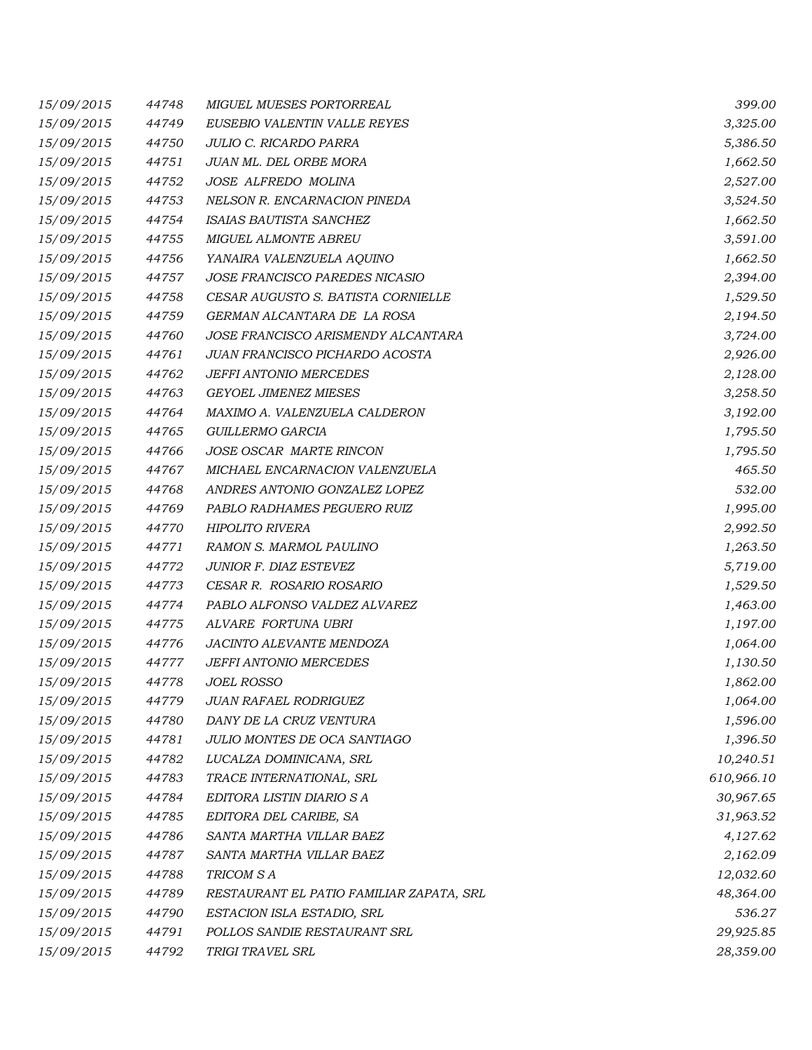| | | | |
|---|---|---|---|
| 15/09/2015 | 44748 | MIGUEL MUESES PORTORREAL | 399.00 |
| 15/09/2015 | 44749 | EUSEBIO VALENTIN VALLE REYES | 3,325.00 |
| 15/09/2015 | 44750 | JULIO C. RICARDO PARRA | 5,386.50 |
| 15/09/2015 | 44751 | JUAN ML. DEL ORBE MORA | 1,662.50 |
| 15/09/2015 | 44752 | JOSE ALFREDO MOLINA | 2,527.00 |
| 15/09/2015 | 44753 | NELSON R. ENCARNACION PINEDA | 3,524.50 |
| 15/09/2015 | 44754 | ISAIAS BAUTISTA SANCHEZ | 1,662.50 |
| 15/09/2015 | 44755 | MIGUEL ALMONTE ABREU | 3,591.00 |
| 15/09/2015 | 44756 | YANAIRA VALENZUELA AQUINO | 1,662.50 |
| 15/09/2015 | 44757 | JOSE FRANCISCO PAREDES NICASIO | 2,394.00 |
| 15/09/2015 | 44758 | CESAR AUGUSTO S. BATISTA CORNIELLE | 1,529.50 |
| 15/09/2015 | 44759 | GERMAN ALCANTARA DE LA ROSA | 2,194.50 |
| 15/09/2015 | 44760 | JOSE FRANCISCO ARISMENDY ALCANTARA | 3,724.00 |
| 15/09/2015 | 44761 | JUAN FRANCISCO PICHARDO ACOSTA | 2,926.00 |
| 15/09/2015 | 44762 | JEFFI ANTONIO MERCEDES | 2,128.00 |
| 15/09/2015 | 44763 | GEYOEL JIMENEZ MIESES | 3,258.50 |
| 15/09/2015 | 44764 | MAXIMO A. VALENZUELA CALDERON | 3,192.00 |
| 15/09/2015 | 44765 | GUILLERMO GARCIA | 1,795.50 |
| 15/09/2015 | 44766 | JOSE OSCAR MARTE RINCON | 1,795.50 |
| 15/09/2015 | 44767 | MICHAEL ENCARNACION VALENZUELA | 465.50 |
| 15/09/2015 | 44768 | ANDRES ANTONIO GONZALEZ LOPEZ | 532.00 |
| 15/09/2015 | 44769 | PABLO RADHAMES PEGUERO RUIZ | 1,995.00 |
| 15/09/2015 | 44770 | HIPOLITO RIVERA | 2,992.50 |
| 15/09/2015 | 44771 | RAMON S. MARMOL PAULINO | 1,263.50 |
| 15/09/2015 | 44772 | JUNIOR F. DIAZ ESTEVEZ | 5,719.00 |
| 15/09/2015 | 44773 | CESAR R. ROSARIO ROSARIO | 1,529.50 |
| 15/09/2015 | 44774 | PABLO ALFONSO VALDEZ ALVAREZ | 1,463.00 |
| 15/09/2015 | 44775 | ALVARE FORTUNA UBRI | 1,197.00 |
| 15/09/2015 | 44776 | JACINTO ALEVANTE MENDOZA | 1,064.00 |
| 15/09/2015 | 44777 | JEFFI ANTONIO MERCEDES | 1,130.50 |
| 15/09/2015 | 44778 | JOEL ROSSO | 1,862.00 |
| 15/09/2015 | 44779 | JUAN RAFAEL RODRIGUEZ | 1,064.00 |
| 15/09/2015 | 44780 | DANY DE LA CRUZ VENTURA | 1,596.00 |
| 15/09/2015 | 44781 | JULIO MONTES DE OCA SANTIAGO | 1,396.50 |
| 15/09/2015 | 44782 | LUCALZA DOMINICANA, SRL | 10,240.51 |
| 15/09/2015 | 44783 | TRACE INTERNATIONAL, SRL | 610,966.10 |
| 15/09/2015 | 44784 | EDITORA LISTIN DIARIO S A | 30,967.65 |
| 15/09/2015 | 44785 | EDITORA DEL CARIBE, SA | 31,963.52 |
| 15/09/2015 | 44786 | SANTA MARTHA VILLAR BAEZ | 4,127.62 |
| 15/09/2015 | 44787 | SANTA MARTHA VILLAR BAEZ | 2,162.09 |
| 15/09/2015 | 44788 | TRICOM S A | 12,032.60 |
| 15/09/2015 | 44789 | RESTAURANT EL PATIO FAMILIAR ZAPATA, SRL | 48,364.00 |
| 15/09/2015 | 44790 | ESTACION ISLA ESTADIO, SRL | 536.27 |
| 15/09/2015 | 44791 | POLLOS SANDIE RESTAURANT SRL | 29,925.85 |
| 15/09/2015 | 44792 | TRIGI TRAVEL SRL | 28,359.00 |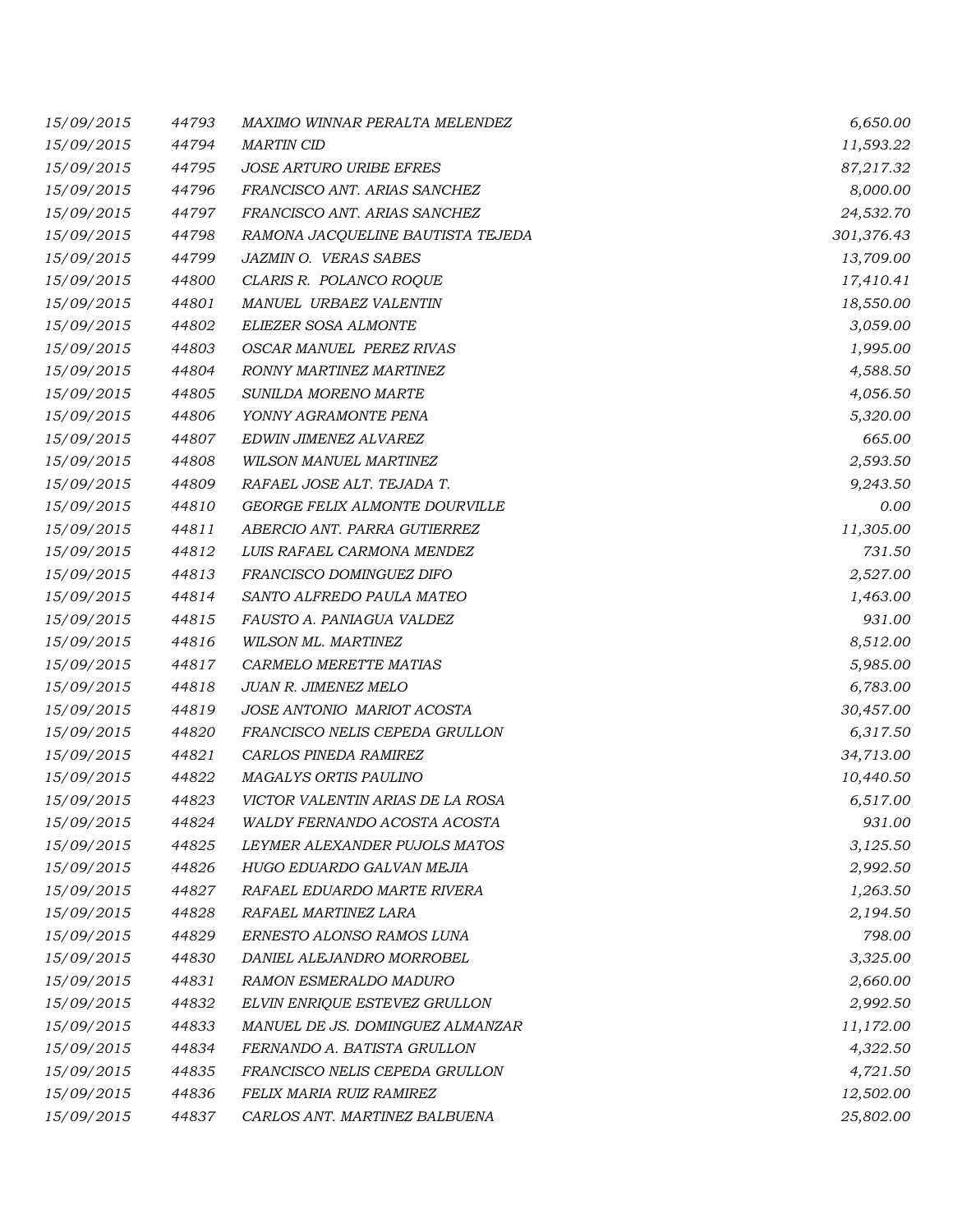| | | | |
|---|---|---|---|
| 15/09/2015 | 44793 | MAXIMO WINNAR PERALTA MELENDEZ | 6,650.00 |
| 15/09/2015 | 44794 | MARTIN CID | 11,593.22 |
| 15/09/2015 | 44795 | JOSE ARTURO URIBE EFRES | 87,217.32 |
| 15/09/2015 | 44796 | FRANCISCO ANT. ARIAS SANCHEZ | 8,000.00 |
| 15/09/2015 | 44797 | FRANCISCO ANT. ARIAS SANCHEZ | 24,532.70 |
| 15/09/2015 | 44798 | RAMONA JACQUELINE BAUTISTA TEJEDA | 301,376.43 |
| 15/09/2015 | 44799 | JAZMIN O. VERAS SABES | 13,709.00 |
| 15/09/2015 | 44800 | CLARIS R. POLANCO ROQUE | 17,410.41 |
| 15/09/2015 | 44801 | MANUEL URBAEZ VALENTIN | 18,550.00 |
| 15/09/2015 | 44802 | ELIEZER SOSA ALMONTE | 3,059.00 |
| 15/09/2015 | 44803 | OSCAR MANUEL PEREZ RIVAS | 1,995.00 |
| 15/09/2015 | 44804 | RONNY MARTINEZ MARTINEZ | 4,588.50 |
| 15/09/2015 | 44805 | SUNILDA MORENO MARTE | 4,056.50 |
| 15/09/2015 | 44806 | YONNY AGRAMONTE PENA | 5,320.00 |
| 15/09/2015 | 44807 | EDWIN JIMENEZ ALVAREZ | 665.00 |
| 15/09/2015 | 44808 | WILSON MANUEL MARTINEZ | 2,593.50 |
| 15/09/2015 | 44809 | RAFAEL JOSE ALT. TEJADA T. | 9,243.50 |
| 15/09/2015 | 44810 | GEORGE FELIX ALMONTE DOURVILLE | 0.00 |
| 15/09/2015 | 44811 | ABERCIO ANT. PARRA GUTIERREZ | 11,305.00 |
| 15/09/2015 | 44812 | LUIS RAFAEL CARMONA MENDEZ | 731.50 |
| 15/09/2015 | 44813 | FRANCISCO DOMINGUEZ DIFO | 2,527.00 |
| 15/09/2015 | 44814 | SANTO ALFREDO PAULA MATEO | 1,463.00 |
| 15/09/2015 | 44815 | FAUSTO A. PANIAGUA VALDEZ | 931.00 |
| 15/09/2015 | 44816 | WILSON ML. MARTINEZ | 8,512.00 |
| 15/09/2015 | 44817 | CARMELO MERETTE MATIAS | 5,985.00 |
| 15/09/2015 | 44818 | JUAN R. JIMENEZ MELO | 6,783.00 |
| 15/09/2015 | 44819 | JOSE ANTONIO MARIOT ACOSTA | 30,457.00 |
| 15/09/2015 | 44820 | FRANCISCO NELIS CEPEDA GRULLON | 6,317.50 |
| 15/09/2015 | 44821 | CARLOS PINEDA RAMIREZ | 34,713.00 |
| 15/09/2015 | 44822 | MAGALYS ORTIS PAULINO | 10,440.50 |
| 15/09/2015 | 44823 | VICTOR VALENTIN ARIAS DE LA ROSA | 6,517.00 |
| 15/09/2015 | 44824 | WALDY FERNANDO ACOSTA ACOSTA | 931.00 |
| 15/09/2015 | 44825 | LEYMER ALEXANDER PUJOLS MATOS | 3,125.50 |
| 15/09/2015 | 44826 | HUGO EDUARDO GALVAN MEJIA | 2,992.50 |
| 15/09/2015 | 44827 | RAFAEL EDUARDO MARTE RIVERA | 1,263.50 |
| 15/09/2015 | 44828 | RAFAEL MARTINEZ LARA | 2,194.50 |
| 15/09/2015 | 44829 | ERNESTO ALONSO RAMOS LUNA | 798.00 |
| 15/09/2015 | 44830 | DANIEL ALEJANDRO MORROBEL | 3,325.00 |
| 15/09/2015 | 44831 | RAMON ESMERALDO MADURO | 2,660.00 |
| 15/09/2015 | 44832 | ELVIN ENRIQUE ESTEVEZ GRULLON | 2,992.50 |
| 15/09/2015 | 44833 | MANUEL DE JS. DOMINGUEZ ALMANZAR | 11,172.00 |
| 15/09/2015 | 44834 | FERNANDO A. BATISTA GRULLON | 4,322.50 |
| 15/09/2015 | 44835 | FRANCISCO NELIS CEPEDA GRULLON | 4,721.50 |
| 15/09/2015 | 44836 | FELIX MARIA RUIZ RAMIREZ | 12,502.00 |
| 15/09/2015 | 44837 | CARLOS ANT. MARTINEZ BALBUENA | 25,802.00 |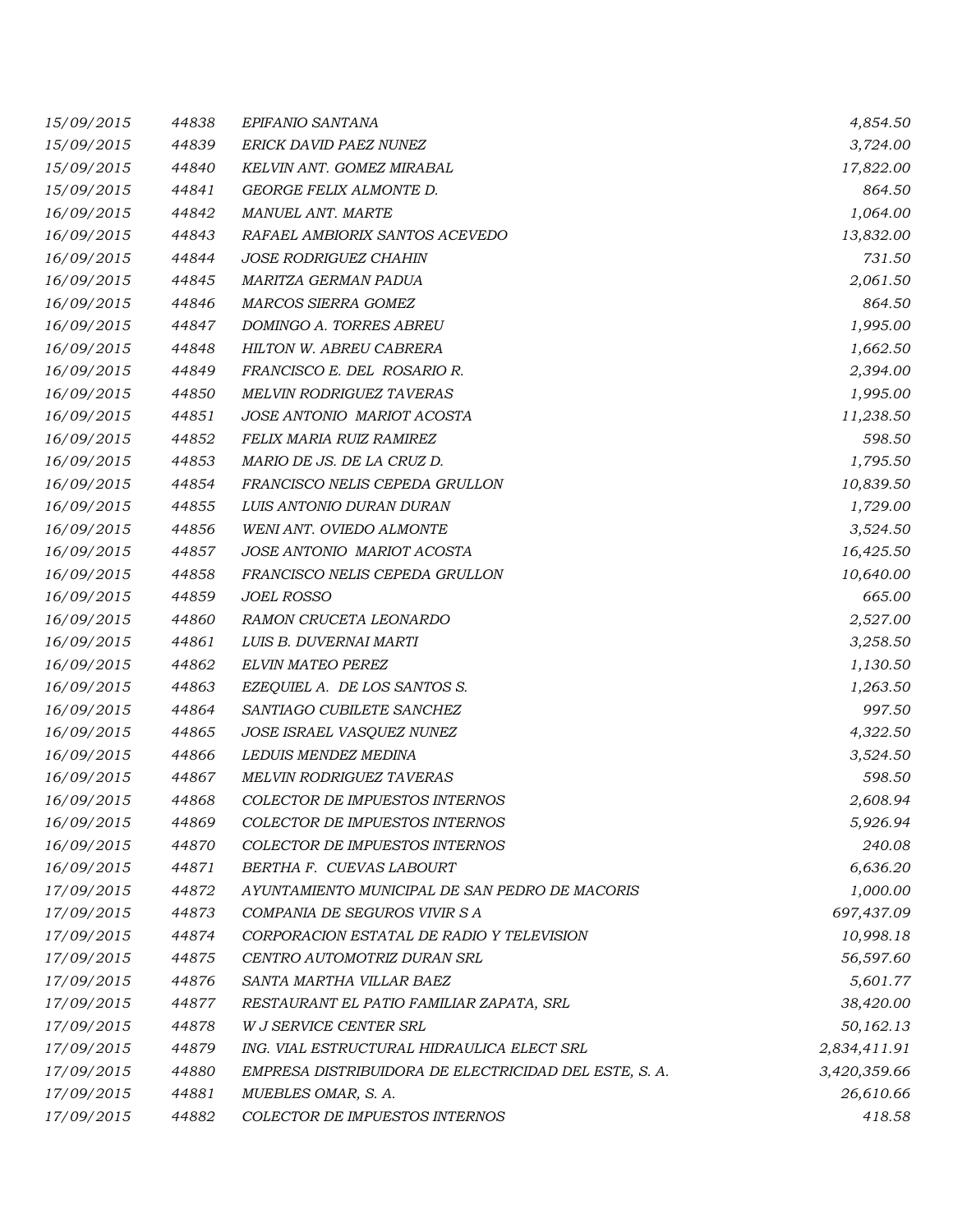| | | | |
|---|---|---|---|
| 15/09/2015 | 44838 | EPIFANIO SANTANA | 4,854.50 |
| 15/09/2015 | 44839 | ERICK DAVID PAEZ NUNEZ | 3,724.00 |
| 15/09/2015 | 44840 | KELVIN ANT. GOMEZ MIRABAL | 17,822.00 |
| 15/09/2015 | 44841 | GEORGE FELIX ALMONTE D. | 864.50 |
| 16/09/2015 | 44842 | MANUEL ANT. MARTE | 1,064.00 |
| 16/09/2015 | 44843 | RAFAEL AMBIORIX SANTOS ACEVEDO | 13,832.00 |
| 16/09/2015 | 44844 | JOSE RODRIGUEZ CHAHIN | 731.50 |
| 16/09/2015 | 44845 | MARITZA GERMAN PADUA | 2,061.50 |
| 16/09/2015 | 44846 | MARCOS SIERRA GOMEZ | 864.50 |
| 16/09/2015 | 44847 | DOMINGO A. TORRES ABREU | 1,995.00 |
| 16/09/2015 | 44848 | HILTON W. ABREU CABRERA | 1,662.50 |
| 16/09/2015 | 44849 | FRANCISCO E. DEL ROSARIO R. | 2,394.00 |
| 16/09/2015 | 44850 | MELVIN RODRIGUEZ TAVERAS | 1,995.00 |
| 16/09/2015 | 44851 | JOSE ANTONIO MARIOT ACOSTA | 11,238.50 |
| 16/09/2015 | 44852 | FELIX MARIA RUIZ RAMIREZ | 598.50 |
| 16/09/2015 | 44853 | MARIO DE JS. DE LA CRUZ D. | 1,795.50 |
| 16/09/2015 | 44854 | FRANCISCO NELIS CEPEDA GRULLON | 10,839.50 |
| 16/09/2015 | 44855 | LUIS ANTONIO DURAN DURAN | 1,729.00 |
| 16/09/2015 | 44856 | WENI ANT. OVIEDO ALMONTE | 3,524.50 |
| 16/09/2015 | 44857 | JOSE ANTONIO MARIOT ACOSTA | 16,425.50 |
| 16/09/2015 | 44858 | FRANCISCO NELIS CEPEDA GRULLON | 10,640.00 |
| 16/09/2015 | 44859 | JOEL ROSSO | 665.00 |
| 16/09/2015 | 44860 | RAMON CRUCETA LEONARDO | 2,527.00 |
| 16/09/2015 | 44861 | LUIS B. DUVERNAI MARTI | 3,258.50 |
| 16/09/2015 | 44862 | ELVIN MATEO PEREZ | 1,130.50 |
| 16/09/2015 | 44863 | EZEQUIEL A. DE LOS SANTOS S. | 1,263.50 |
| 16/09/2015 | 44864 | SANTIAGO CUBILETE SANCHEZ | 997.50 |
| 16/09/2015 | 44865 | JOSE ISRAEL VASQUEZ NUNEZ | 4,322.50 |
| 16/09/2015 | 44866 | LEDUIS MENDEZ MEDINA | 3,524.50 |
| 16/09/2015 | 44867 | MELVIN RODRIGUEZ TAVERAS | 598.50 |
| 16/09/2015 | 44868 | COLECTOR DE IMPUESTOS INTERNOS | 2,608.94 |
| 16/09/2015 | 44869 | COLECTOR DE IMPUESTOS INTERNOS | 5,926.94 |
| 16/09/2015 | 44870 | COLECTOR DE IMPUESTOS INTERNOS | 240.08 |
| 16/09/2015 | 44871 | BERTHA F. CUEVAS LABOURT | 6,636.20 |
| 17/09/2015 | 44872 | AYUNTAMIENTO MUNICIPAL DE SAN PEDRO DE MACORIS | 1,000.00 |
| 17/09/2015 | 44873 | COMPANIA DE SEGUROS VIVIR S A | 697,437.09 |
| 17/09/2015 | 44874 | CORPORACION ESTATAL DE RADIO Y TELEVISION | 10,998.18 |
| 17/09/2015 | 44875 | CENTRO AUTOMOTRIZ DURAN SRL | 56,597.60 |
| 17/09/2015 | 44876 | SANTA MARTHA VILLAR BAEZ | 5,601.77 |
| 17/09/2015 | 44877 | RESTAURANT EL PATIO FAMILIAR ZAPATA, SRL | 38,420.00 |
| 17/09/2015 | 44878 | W J SERVICE CENTER SRL | 50,162.13 |
| 17/09/2015 | 44879 | ING. VIAL ESTRUCTURAL HIDRAULICA ELECT SRL | 2,834,411.91 |
| 17/09/2015 | 44880 | EMPRESA DISTRIBUIDORA DE ELECTRICIDAD DEL ESTE, S. A. | 3,420,359.66 |
| 17/09/2015 | 44881 | MUEBLES OMAR, S. A. | 26,610.66 |
| 17/09/2015 | 44882 | COLECTOR DE IMPUESTOS INTERNOS | 418.58 |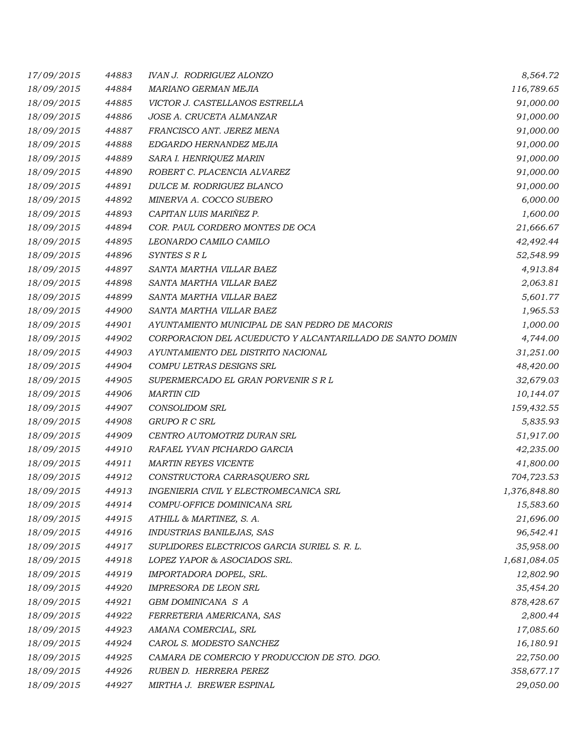| | | | |
|---|---|---|---|
| 17/09/2015 | 44883 | IVAN J. RODRIGUEZ ALONZO | 8,564.72 |
| 18/09/2015 | 44884 | MARIANO GERMAN MEJIA | 116,789.65 |
| 18/09/2015 | 44885 | VICTOR J. CASTELLANOS ESTRELLA | 91,000.00 |
| 18/09/2015 | 44886 | JOSE A. CRUCETA ALMANZAR | 91,000.00 |
| 18/09/2015 | 44887 | FRANCISCO ANT. JEREZ MENA | 91,000.00 |
| 18/09/2015 | 44888 | EDGARDO HERNANDEZ MEJIA | 91,000.00 |
| 18/09/2015 | 44889 | SARA I. HENRIQUEZ MARIN | 91,000.00 |
| 18/09/2015 | 44890 | ROBERT C. PLACENCIA ALVAREZ | 91,000.00 |
| 18/09/2015 | 44891 | DULCE M. RODRIGUEZ BLANCO | 91,000.00 |
| 18/09/2015 | 44892 | MINERVA A. COCCO SUBERO | 6,000.00 |
| 18/09/2015 | 44893 | CAPITAN LUIS MARIÑEZ P. | 1,600.00 |
| 18/09/2015 | 44894 | COR. PAUL CORDERO MONTES DE OCA | 21,666.67 |
| 18/09/2015 | 44895 | LEONARDO CAMILO CAMILO | 42,492.44 |
| 18/09/2015 | 44896 | SYNTES S R L | 52,548.99 |
| 18/09/2015 | 44897 | SANTA MARTHA VILLAR BAEZ | 4,913.84 |
| 18/09/2015 | 44898 | SANTA MARTHA VILLAR BAEZ | 2,063.81 |
| 18/09/2015 | 44899 | SANTA MARTHA VILLAR BAEZ | 5,601.77 |
| 18/09/2015 | 44900 | SANTA MARTHA VILLAR BAEZ | 1,965.53 |
| 18/09/2015 | 44901 | AYUNTAMIENTO MUNICIPAL DE SAN PEDRO DE MACORIS | 1,000.00 |
| 18/09/2015 | 44902 | CORPORACION DEL ACUEDUCTO Y ALCANTARILLADO DE SANTO DOMIN | 4,744.00 |
| 18/09/2015 | 44903 | AYUNTAMIENTO DEL DISTRITO NACIONAL | 31,251.00 |
| 18/09/2015 | 44904 | COMPU LETRAS DESIGNS SRL | 48,420.00 |
| 18/09/2015 | 44905 | SUPERMERCADO EL GRAN PORVENIR S R L | 32,679.03 |
| 18/09/2015 | 44906 | MARTIN CID | 10,144.07 |
| 18/09/2015 | 44907 | CONSOLIDOM SRL | 159,432.55 |
| 18/09/2015 | 44908 | GRUPO R C SRL | 5,835.93 |
| 18/09/2015 | 44909 | CENTRO AUTOMOTRIZ DURAN SRL | 51,917.00 |
| 18/09/2015 | 44910 | RAFAEL YVAN PICHARDO GARCIA | 42,235.00 |
| 18/09/2015 | 44911 | MARTIN REYES VICENTE | 41,800.00 |
| 18/09/2015 | 44912 | CONSTRUCTORA CARRASQUERO SRL | 704,723.53 |
| 18/09/2015 | 44913 | INGENIERIA CIVIL Y ELECTROMECANICA SRL | 1,376,848.80 |
| 18/09/2015 | 44914 | COMPU-OFFICE DOMINICANA SRL | 15,583.60 |
| 18/09/2015 | 44915 | ATHILL & MARTINEZ, S. A. | 21,696.00 |
| 18/09/2015 | 44916 | INDUSTRIAS BANILEJAS, SAS | 96,542.41 |
| 18/09/2015 | 44917 | SUPLIDORES ELECTRICOS GARCIA SURIEL S. R. L. | 35,958.00 |
| 18/09/2015 | 44918 | LOPEZ YAPOR & ASOCIADOS SRL. | 1,681,084.05 |
| 18/09/2015 | 44919 | IMPORTADORA DOPEL, SRL. | 12,802.90 |
| 18/09/2015 | 44920 | IMPRESORA DE LEON SRL | 35,454.20 |
| 18/09/2015 | 44921 | GBM DOMINICANA S A | 878,428.67 |
| 18/09/2015 | 44922 | FERRETERIA AMERICANA, SAS | 2,800.44 |
| 18/09/2015 | 44923 | AMANA COMERCIAL, SRL | 17,085.60 |
| 18/09/2015 | 44924 | CAROL S. MODESTO SANCHEZ | 16,180.91 |
| 18/09/2015 | 44925 | CAMARA DE COMERCIO Y PRODUCCION DE STO. DGO. | 22,750.00 |
| 18/09/2015 | 44926 | RUBEN D. HERRERA PEREZ | 358,677.17 |
| 18/09/2015 | 44927 | MIRTHA J. BREWER ESPINAL | 29,050.00 |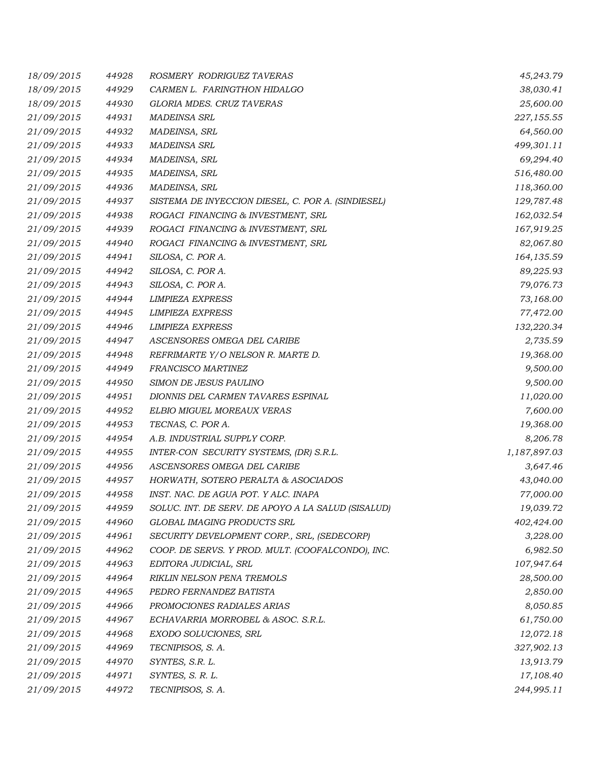| | | | |
|---|---|---|---|
| *18/09/2015* | *44928* | *ROSMERY  RODRIGUEZ TAVERAS* | *45,243.79* |
| *18/09/2015* | *44929* | *CARMEN L.  FARINGTHON HIDALGO* | *38,030.41* |
| *18/09/2015* | *44930* | *GLORIA MDES. CRUZ TAVERAS* | *25,600.00* |
| *21/09/2015* | *44931* | *MADEINSA SRL* | *227,155.55* |
| *21/09/2015* | *44932* | *MADEINSA, SRL* | *64,560.00* |
| *21/09/2015* | *44933* | *MADEINSA SRL* | *499,301.11* |
| *21/09/2015* | *44934* | *MADEINSA, SRL* | *69,294.40* |
| *21/09/2015* | *44935* | *MADEINSA, SRL* | *516,480.00* |
| *21/09/2015* | *44936* | *MADEINSA, SRL* | *118,360.00* |
| *21/09/2015* | *44937* | *SISTEMA DE INYECCION DIESEL, C. POR A. (SINDIESEL)* | *129,787.48* |
| *21/09/2015* | *44938* | *ROGACI  FINANCING & INVESTMENT, SRL* | *162,032.54* |
| *21/09/2015* | *44939* | *ROGACI  FINANCING & INVESTMENT, SRL* | *167,919.25* |
| *21/09/2015* | *44940* | *ROGACI  FINANCING & INVESTMENT, SRL* | *82,067.80* |
| *21/09/2015* | *44941* | *SILOSA, C. POR A.* | *164,135.59* |
| *21/09/2015* | *44942* | *SILOSA, C. POR A.* | *89,225.93* |
| *21/09/2015* | *44943* | *SILOSA, C. POR A.* | *79,076.73* |
| *21/09/2015* | *44944* | *LIMPIEZA EXPRESS* | *73,168.00* |
| *21/09/2015* | *44945* | *LIMPIEZA EXPRESS* | *77,472.00* |
| *21/09/2015* | *44946* | *LIMPIEZA EXPRESS* | *132,220.34* |
| *21/09/2015* | *44947* | *ASCENSORES OMEGA DEL CARIBE* | *2,735.59* |
| *21/09/2015* | *44948* | *REFRIMARTE Y/O NELSON R. MARTE D.* | *19,368.00* |
| *21/09/2015* | *44949* | *FRANCISCO MARTINEZ* | *9,500.00* |
| *21/09/2015* | *44950* | *SIMON DE JESUS PAULINO* | *9,500.00* |
| *21/09/2015* | *44951* | *DIONNIS DEL CARMEN TAVARES ESPINAL* | *11,020.00* |
| *21/09/2015* | *44952* | *ELBIO MIGUEL MOREAUX VERAS* | *7,600.00* |
| *21/09/2015* | *44953* | *TECNAS, C. POR A.* | *19,368.00* |
| *21/09/2015* | *44954* | *A.B. INDUSTRIAL SUPPLY CORP.* | *8,206.78* |
| *21/09/2015* | *44955* | *INTER-CON  SECURITY SYSTEMS, (DR) S.R.L.* | *1,187,897.03* |
| *21/09/2015* | *44956* | *ASCENSORES OMEGA DEL CARIBE* | *3,647.46* |
| *21/09/2015* | *44957* | *HORWATH, SOTERO PERALTA & ASOCIADOS* | *43,040.00* |
| *21/09/2015* | *44958* | *INST. NAC. DE AGUA POT. Y ALC. INAPA* | *77,000.00* |
| *21/09/2015* | *44959* | *SOLUC. INT. DE SERV. DE APOYO A LA SALUD (SISALUD)* | *19,039.72* |
| *21/09/2015* | *44960* | *GLOBAL IMAGING PRODUCTS SRL* | *402,424.00* |
| *21/09/2015* | *44961* | *SECURITY DEVELOPMENT CORP., SRL, (SEDECORP)* | *3,228.00* |
| *21/09/2015* | *44962* | *COOP. DE SERVS. Y PROD. MULT. (COOFALCONDO), INC.* | *6,982.50* |
| *21/09/2015* | *44963* | *EDITORA JUDICIAL, SRL* | *107,947.64* |
| *21/09/2015* | *44964* | *RIKLIN NELSON PENA TREMOLS* | *28,500.00* |
| *21/09/2015* | *44965* | *PEDRO FERNANDEZ BATISTA* | *2,850.00* |
| *21/09/2015* | *44966* | *PROMOCIONES RADIALES ARIAS* | *8,050.85* |
| *21/09/2015* | *44967* | *ECHAVARRIA MORROBEL & ASOC. S.R.L.* | *61,750.00* |
| *21/09/2015* | *44968* | *EXODO SOLUCIONES, SRL* | *12,072.18* |
| *21/09/2015* | *44969* | *TECNIPISOS, S. A.* | *327,902.13* |
| *21/09/2015* | *44970* | *SYNTES, S.R. L.* | *13,913.79* |
| *21/09/2015* | *44971* | *SYNTES, S. R. L.* | *17,108.40* |
| *21/09/2015* | *44972* | *TECNIPISOS, S. A.* | *244,995.11* |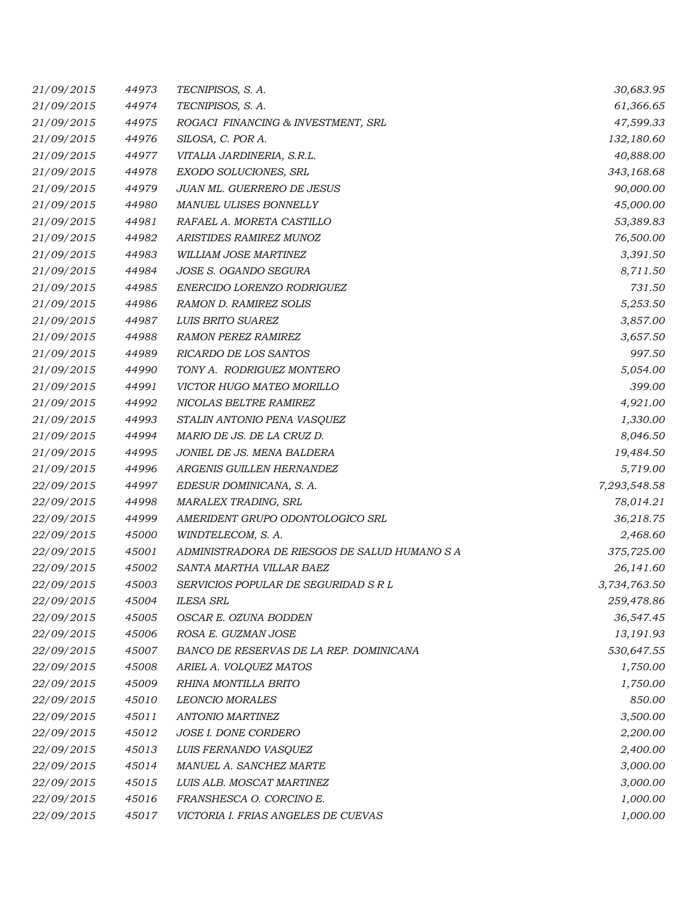| | | | |
|---|---|---|---|
| *21/09/2015* | *44973* | *TECNIPISOS, S. A.* | *30,683.95* |
| *21/09/2015* | *44974* | *TECNIPISOS, S. A.* | *61,366.65* |
| *21/09/2015* | *44975* | *ROGACI FINANCING & INVESTMENT, SRL* | *47,599.33* |
| *21/09/2015* | *44976* | *SILOSA, C. POR A.* | *132,180.60* |
| *21/09/2015* | *44977* | *VITALIA JARDINERIA, S.R.L.* | *40,888.00* |
| *21/09/2015* | *44978* | *EXODO SOLUCIONES, SRL* | *343,168.68* |
| *21/09/2015* | *44979* | *JUAN ML. GUERRERO DE JESUS* | *90,000.00* |
| *21/09/2015* | *44980* | *MANUEL ULISES BONNELLY* | *45,000.00* |
| *21/09/2015* | *44981* | *RAFAEL A. MORETA CASTILLO* | *53,389.83* |
| *21/09/2015* | *44982* | *ARISTIDES RAMIREZ MUNOZ* | *76,500.00* |
| *21/09/2015* | *44983* | *WILLIAM JOSE MARTINEZ* | *3,391.50* |
| *21/09/2015* | *44984* | *JOSE S. OGANDO SEGURA* | *8,711.50* |
| *21/09/2015* | *44985* | *ENERCIDO LORENZO RODRIGUEZ* | *731.50* |
| *21/09/2015* | *44986* | *RAMON D. RAMIREZ SOLIS* | *5,253.50* |
| *21/09/2015* | *44987* | *LUIS BRITO SUAREZ* | *3,857.00* |
| *21/09/2015* | *44988* | *RAMON PEREZ RAMIREZ* | *3,657.50* |
| *21/09/2015* | *44989* | *RICARDO DE LOS SANTOS* | *997.50* |
| *21/09/2015* | *44990* | *TONY A.  RODRIGUEZ MONTERO* | *5,054.00* |
| *21/09/2015* | *44991* | *VICTOR HUGO MATEO MORILLO* | *399.00* |
| *21/09/2015* | *44992* | *NICOLAS BELTRE RAMIREZ* | *4,921.00* |
| *21/09/2015* | *44993* | *STALIN ANTONIO PENA VASQUEZ* | *1,330.00* |
| *21/09/2015* | *44994* | *MARIO DE JS. DE LA CRUZ D.* | *8,046.50* |
| *21/09/2015* | *44995* | *JONIEL DE JS. MENA BALDERA* | *19,484.50* |
| *21/09/2015* | *44996* | *ARGENIS GUILLEN HERNANDEZ* | *5,719.00* |
| *22/09/2015* | *44997* | *EDESUR DOMINICANA, S. A.* | *7,293,548.58* |
| *22/09/2015* | *44998* | *MARALEX TRADING, SRL* | *78,014.21* |
| *22/09/2015* | *44999* | *AMERIDENT GRUPO ODONTOLOGICO SRL* | *36,218.75* |
| *22/09/2015* | *45000* | *WINDTELECOM, S. A.* | *2,468.60* |
| *22/09/2015* | *45001* | *ADMINISTRADORA DE RIESGOS DE SALUD HUMANO S A* | *375,725.00* |
| *22/09/2015* | *45002* | *SANTA MARTHA VILLAR BAEZ* | *26,141.60* |
| *22/09/2015* | *45003* | *SERVICIOS POPULAR DE SEGURIDAD S R L* | *3,734,763.50* |
| *22/09/2015* | *45004* | *ILESA SRL* | *259,478.86* |
| *22/09/2015* | *45005* | *OSCAR E. OZUNA BODDEN* | *36,547.45* |
| *22/09/2015* | *45006* | *ROSA E. GUZMAN JOSE* | *13,191.93* |
| *22/09/2015* | *45007* | *BANCO DE RESERVAS DE LA REP. DOMINICANA* | *530,647.55* |
| *22/09/2015* | *45008* | *ARIEL A. VOLQUEZ MATOS* | *1,750.00* |
| *22/09/2015* | *45009* | *RHINA MONTILLA BRITO* | *1,750.00* |
| *22/09/2015* | *45010* | *LEONCIO MORALES* | *850.00* |
| *22/09/2015* | *45011* | *ANTONIO MARTINEZ* | *3,500.00* |
| *22/09/2015* | *45012* | *JOSE I. DONE CORDERO* | *2,200.00* |
| *22/09/2015* | *45013* | *LUIS FERNANDO VASQUEZ* | *2,400.00* |
| *22/09/2015* | *45014* | *MANUEL A. SANCHEZ MARTE* | *3,000.00* |
| *22/09/2015* | *45015* | *LUIS ALB. MOSCAT MARTINEZ* | *3,000.00* |
| *22/09/2015* | *45016* | *FRANSHESCA O. CORCINO E.* | *1,000.00* |
| *22/09/2015* | *45017* | *VICTORIA I. FRIAS ANGELES DE CUEVAS* | *1,000.00* |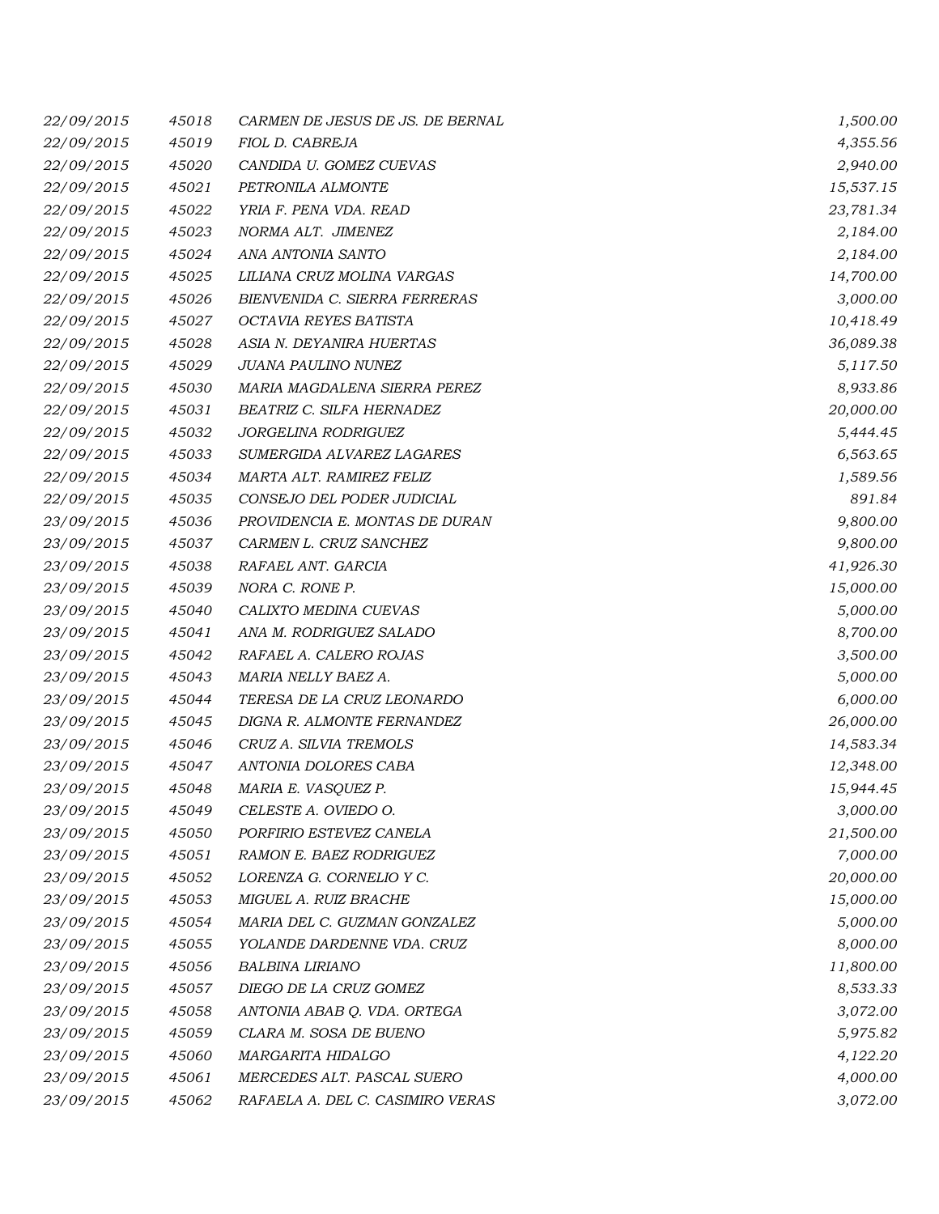| | | | |
|---|---|---|---|
| 22/09/2015 | 45018 | CARMEN DE JESUS DE JS. DE BERNAL | 1,500.00 |
| 22/09/2015 | 45019 | FIOL D. CABREJA | 4,355.56 |
| 22/09/2015 | 45020 | CANDIDA U. GOMEZ CUEVAS | 2,940.00 |
| 22/09/2015 | 45021 | PETRONILA ALMONTE | 15,537.15 |
| 22/09/2015 | 45022 | YRIA F. PENA VDA. READ | 23,781.34 |
| 22/09/2015 | 45023 | NORMA ALT. JIMENEZ | 2,184.00 |
| 22/09/2015 | 45024 | ANA ANTONIA SANTO | 2,184.00 |
| 22/09/2015 | 45025 | LILIANA CRUZ MOLINA VARGAS | 14,700.00 |
| 22/09/2015 | 45026 | BIENVENIDA C. SIERRA FERRERAS | 3,000.00 |
| 22/09/2015 | 45027 | OCTAVIA REYES BATISTA | 10,418.49 |
| 22/09/2015 | 45028 | ASIA N. DEYANIRA HUERTAS | 36,089.38 |
| 22/09/2015 | 45029 | JUANA PAULINO NUNEZ | 5,117.50 |
| 22/09/2015 | 45030 | MARIA MAGDALENA SIERRA PEREZ | 8,933.86 |
| 22/09/2015 | 45031 | BEATRIZ C. SILFA HERNADEZ | 20,000.00 |
| 22/09/2015 | 45032 | JORGELINA RODRIGUEZ | 5,444.45 |
| 22/09/2015 | 45033 | SUMERGIDA ALVAREZ LAGARES | 6,563.65 |
| 22/09/2015 | 45034 | MARTA ALT. RAMIREZ FELIZ | 1,589.56 |
| 22/09/2015 | 45035 | CONSEJO DEL PODER JUDICIAL | 891.84 |
| 23/09/2015 | 45036 | PROVIDENCIA E. MONTAS DE DURAN | 9,800.00 |
| 23/09/2015 | 45037 | CARMEN L. CRUZ SANCHEZ | 9,800.00 |
| 23/09/2015 | 45038 | RAFAEL ANT. GARCIA | 41,926.30 |
| 23/09/2015 | 45039 | NORA C. RONE P. | 15,000.00 |
| 23/09/2015 | 45040 | CALIXTO MEDINA CUEVAS | 5,000.00 |
| 23/09/2015 | 45041 | ANA M. RODRIGUEZ SALADO | 8,700.00 |
| 23/09/2015 | 45042 | RAFAEL A. CALERO ROJAS | 3,500.00 |
| 23/09/2015 | 45043 | MARIA NELLY BAEZ A. | 5,000.00 |
| 23/09/2015 | 45044 | TERESA DE LA CRUZ LEONARDO | 6,000.00 |
| 23/09/2015 | 45045 | DIGNA R. ALMONTE FERNANDEZ | 26,000.00 |
| 23/09/2015 | 45046 | CRUZ A. SILVIA TREMOLS | 14,583.34 |
| 23/09/2015 | 45047 | ANTONIA DOLORES CABA | 12,348.00 |
| 23/09/2015 | 45048 | MARIA E. VASQUEZ P. | 15,944.45 |
| 23/09/2015 | 45049 | CELESTE A. OVIEDO O. | 3,000.00 |
| 23/09/2015 | 45050 | PORFIRIO ESTEVEZ CANELA | 21,500.00 |
| 23/09/2015 | 45051 | RAMON E. BAEZ RODRIGUEZ | 7,000.00 |
| 23/09/2015 | 45052 | LORENZA G. CORNELIO Y C. | 20,000.00 |
| 23/09/2015 | 45053 | MIGUEL A. RUIZ BRACHE | 15,000.00 |
| 23/09/2015 | 45054 | MARIA DEL C. GUZMAN GONZALEZ | 5,000.00 |
| 23/09/2015 | 45055 | YOLANDE DARDENNE VDA. CRUZ | 8,000.00 |
| 23/09/2015 | 45056 | BALBINA LIRIANO | 11,800.00 |
| 23/09/2015 | 45057 | DIEGO DE LA CRUZ GOMEZ | 8,533.33 |
| 23/09/2015 | 45058 | ANTONIA ABAB Q. VDA. ORTEGA | 3,072.00 |
| 23/09/2015 | 45059 | CLARA M. SOSA DE BUENO | 5,975.82 |
| 23/09/2015 | 45060 | MARGARITA HIDALGO | 4,122.20 |
| 23/09/2015 | 45061 | MERCEDES ALT. PASCAL SUERO | 4,000.00 |
| 23/09/2015 | 45062 | RAFAELA A. DEL C. CASIMIRO VERAS | 3,072.00 |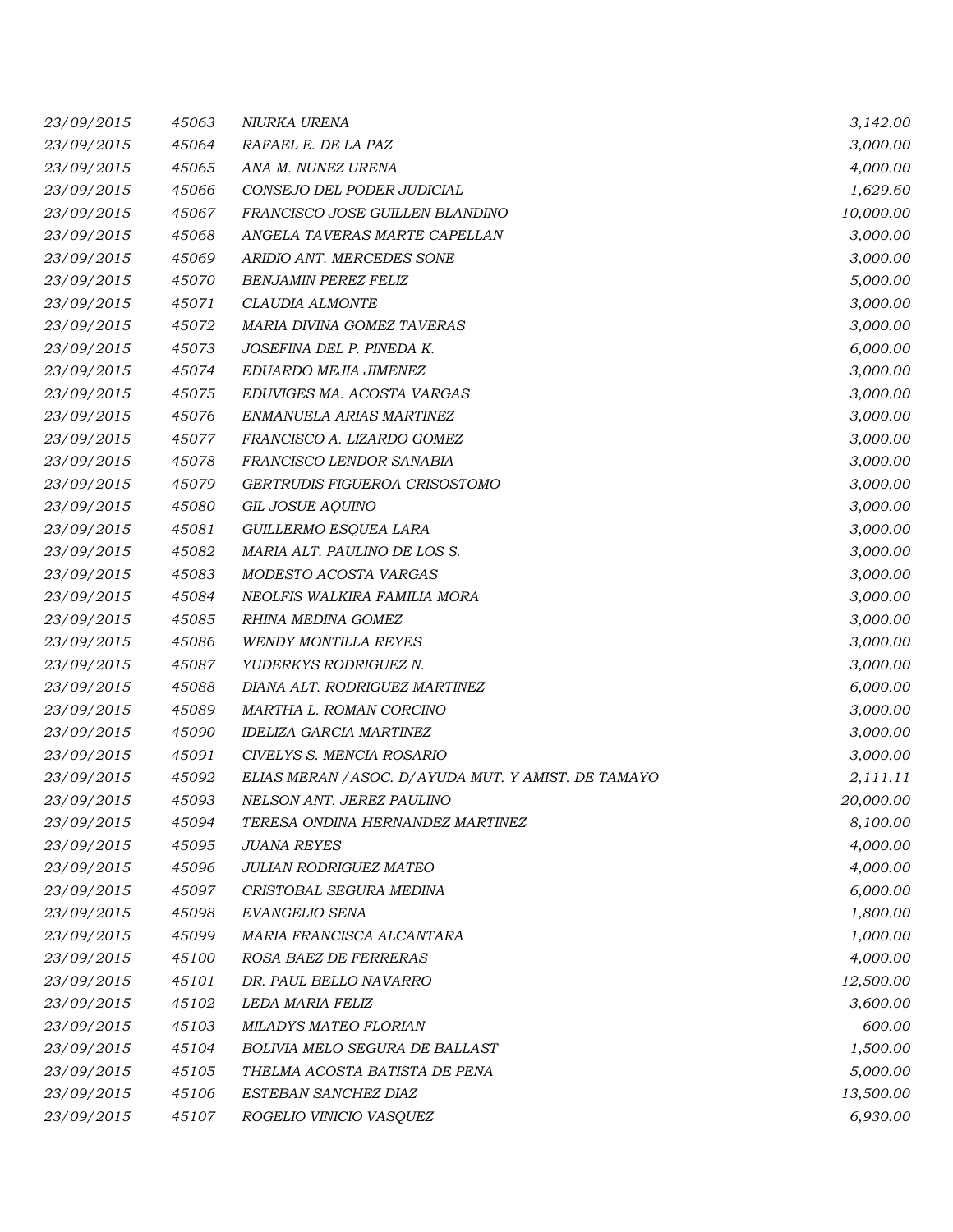| | | | |
|---|---|---|---|
| 23/09/2015 | 45063 | NIURKA URENA | 3,142.00 |
| 23/09/2015 | 45064 | RAFAEL E. DE LA PAZ | 3,000.00 |
| 23/09/2015 | 45065 | ANA M. NUNEZ URENA | 4,000.00 |
| 23/09/2015 | 45066 | CONSEJO DEL PODER JUDICIAL | 1,629.60 |
| 23/09/2015 | 45067 | FRANCISCO JOSE GUILLEN BLANDINO | 10,000.00 |
| 23/09/2015 | 45068 | ANGELA TAVERAS MARTE CAPELLAN | 3,000.00 |
| 23/09/2015 | 45069 | ARIDIO ANT. MERCEDES SONE | 3,000.00 |
| 23/09/2015 | 45070 | BENJAMIN PEREZ FELIZ | 5,000.00 |
| 23/09/2015 | 45071 | CLAUDIA ALMONTE | 3,000.00 |
| 23/09/2015 | 45072 | MARIA DIVINA GOMEZ TAVERAS | 3,000.00 |
| 23/09/2015 | 45073 | JOSEFINA DEL P. PINEDA K. | 6,000.00 |
| 23/09/2015 | 45074 | EDUARDO MEJIA JIMENEZ | 3,000.00 |
| 23/09/2015 | 45075 | EDUVIGES MA. ACOSTA VARGAS | 3,000.00 |
| 23/09/2015 | 45076 | ENMANUELA ARIAS MARTINEZ | 3,000.00 |
| 23/09/2015 | 45077 | FRANCISCO A. LIZARDO GOMEZ | 3,000.00 |
| 23/09/2015 | 45078 | FRANCISCO LENDOR SANABIA | 3,000.00 |
| 23/09/2015 | 45079 | GERTRUDIS FIGUEROA CRISOSTOMO | 3,000.00 |
| 23/09/2015 | 45080 | GIL JOSUE AQUINO | 3,000.00 |
| 23/09/2015 | 45081 | GUILLERMO ESQUEA LARA | 3,000.00 |
| 23/09/2015 | 45082 | MARIA ALT. PAULINO DE LOS S. | 3,000.00 |
| 23/09/2015 | 45083 | MODESTO ACOSTA VARGAS | 3,000.00 |
| 23/09/2015 | 45084 | NEOLFIS WALKIRA FAMILIA MORA | 3,000.00 |
| 23/09/2015 | 45085 | RHINA MEDINA GOMEZ | 3,000.00 |
| 23/09/2015 | 45086 | WENDY MONTILLA REYES | 3,000.00 |
| 23/09/2015 | 45087 | YUDERKYS RODRIGUEZ N. | 3,000.00 |
| 23/09/2015 | 45088 | DIANA ALT. RODRIGUEZ MARTINEZ | 6,000.00 |
| 23/09/2015 | 45089 | MARTHA L. ROMAN CORCINO | 3,000.00 |
| 23/09/2015 | 45090 | IDELIZA GARCIA MARTINEZ | 3,000.00 |
| 23/09/2015 | 45091 | CIVELYS S. MENCIA ROSARIO | 3,000.00 |
| 23/09/2015 | 45092 | ELIAS MERAN /ASOC. D/AYUDA MUT. Y AMIST. DE TAMAYO | 2,111.11 |
| 23/09/2015 | 45093 | NELSON ANT. JEREZ PAULINO | 20,000.00 |
| 23/09/2015 | 45094 | TERESA ONDINA HERNANDEZ MARTINEZ | 8,100.00 |
| 23/09/2015 | 45095 | JUANA REYES | 4,000.00 |
| 23/09/2015 | 45096 | JULIAN RODRIGUEZ MATEO | 4,000.00 |
| 23/09/2015 | 45097 | CRISTOBAL SEGURA MEDINA | 6,000.00 |
| 23/09/2015 | 45098 | EVANGELIO SENA | 1,800.00 |
| 23/09/2015 | 45099 | MARIA FRANCISCA ALCANTARA | 1,000.00 |
| 23/09/2015 | 45100 | ROSA BAEZ DE FERRERAS | 4,000.00 |
| 23/09/2015 | 45101 | DR. PAUL BELLO NAVARRO | 12,500.00 |
| 23/09/2015 | 45102 | LEDA MARIA FELIZ | 3,600.00 |
| 23/09/2015 | 45103 | MILADYS MATEO FLORIAN | 600.00 |
| 23/09/2015 | 45104 | BOLIVIA MELO SEGURA DE BALLAST | 1,500.00 |
| 23/09/2015 | 45105 | THELMA ACOSTA BATISTA DE PENA | 5,000.00 |
| 23/09/2015 | 45106 | ESTEBAN SANCHEZ DIAZ | 13,500.00 |
| 23/09/2015 | 45107 | ROGELIO VINICIO VASQUEZ | 6,930.00 |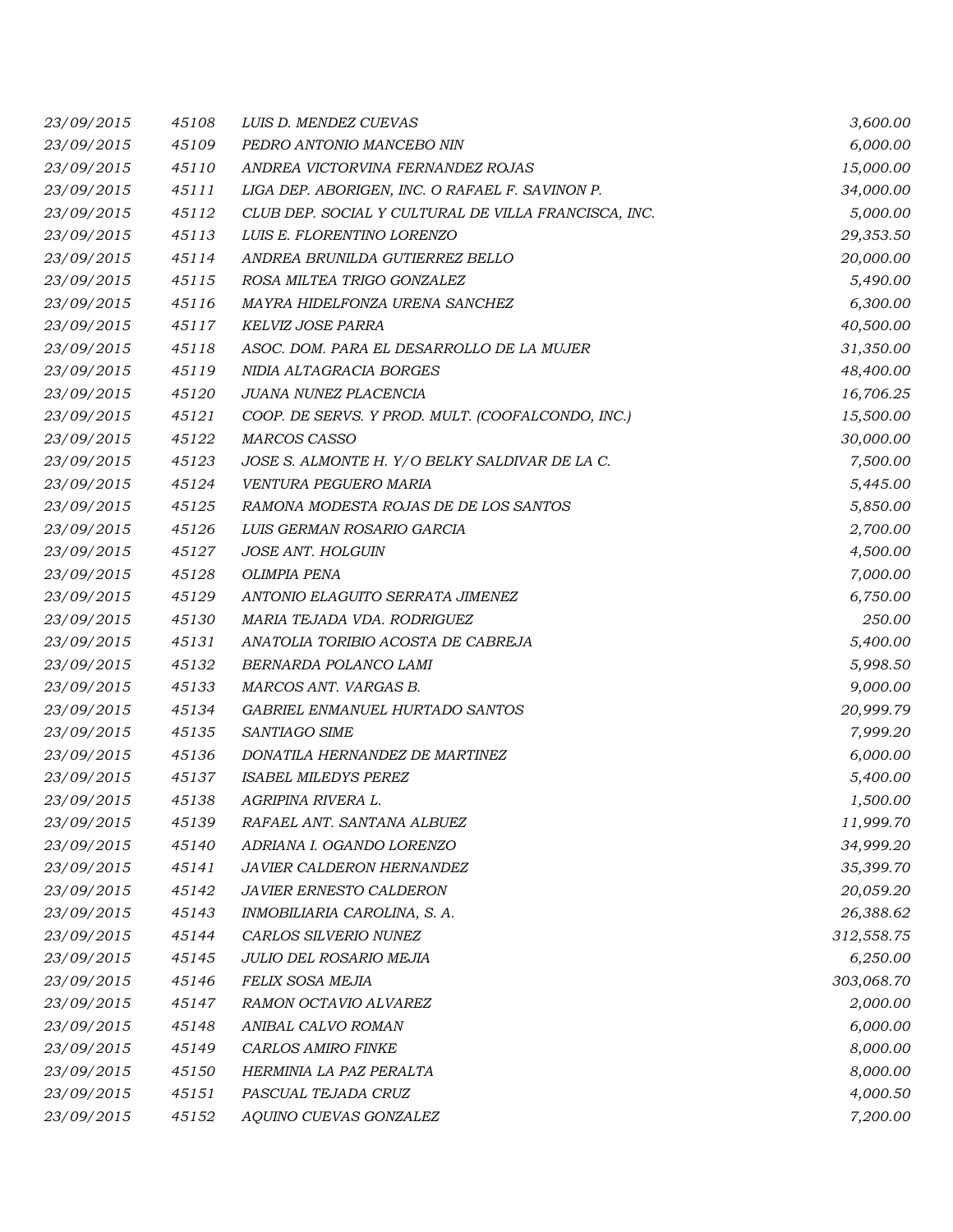| | | | |
|---|---|---|---|
| 23/09/2015 | 45108 | LUIS D. MENDEZ CUEVAS | 3,600.00 |
| 23/09/2015 | 45109 | PEDRO ANTONIO MANCEBO NIN | 6,000.00 |
| 23/09/2015 | 45110 | ANDREA VICTORVINA FERNANDEZ ROJAS | 15,000.00 |
| 23/09/2015 | 45111 | LIGA DEP. ABORIGEN, INC. O RAFAEL F. SAVINON P. | 34,000.00 |
| 23/09/2015 | 45112 | CLUB DEP. SOCIAL Y CULTURAL DE VILLA FRANCISCA, INC. | 5,000.00 |
| 23/09/2015 | 45113 | LUIS E. FLORENTINO LORENZO | 29,353.50 |
| 23/09/2015 | 45114 | ANDREA BRUNILDA GUTIERREZ BELLO | 20,000.00 |
| 23/09/2015 | 45115 | ROSA MILTEA TRIGO GONZALEZ | 5,490.00 |
| 23/09/2015 | 45116 | MAYRA HIDELFONZA URENA SANCHEZ | 6,300.00 |
| 23/09/2015 | 45117 | KELVIZ JOSE PARRA | 40,500.00 |
| 23/09/2015 | 45118 | ASOC. DOM. PARA EL DESARROLLO DE LA MUJER | 31,350.00 |
| 23/09/2015 | 45119 | NIDIA ALTAGRACIA BORGES | 48,400.00 |
| 23/09/2015 | 45120 | JUANA NUNEZ PLACENCIA | 16,706.25 |
| 23/09/2015 | 45121 | COOP. DE SERVS. Y PROD. MULT. (COOFALCONDO, INC.) | 15,500.00 |
| 23/09/2015 | 45122 | MARCOS CASSO | 30,000.00 |
| 23/09/2015 | 45123 | JOSE S. ALMONTE H. Y/O BELKY SALDIVAR DE LA C. | 7,500.00 |
| 23/09/2015 | 45124 | VENTURA PEGUERO MARIA | 5,445.00 |
| 23/09/2015 | 45125 | RAMONA MODESTA ROJAS DE DE LOS SANTOS | 5,850.00 |
| 23/09/2015 | 45126 | LUIS GERMAN ROSARIO GARCIA | 2,700.00 |
| 23/09/2015 | 45127 | JOSE ANT. HOLGUIN | 4,500.00 |
| 23/09/2015 | 45128 | OLIMPIA PENA | 7,000.00 |
| 23/09/2015 | 45129 | ANTONIO ELAGUITO SERRATA JIMENEZ | 6,750.00 |
| 23/09/2015 | 45130 | MARIA TEJADA VDA. RODRIGUEZ | 250.00 |
| 23/09/2015 | 45131 | ANATOLIA TORIBIO ACOSTA DE CABREJA | 5,400.00 |
| 23/09/2015 | 45132 | BERNARDA POLANCO LAMI | 5,998.50 |
| 23/09/2015 | 45133 | MARCOS ANT. VARGAS B. | 9,000.00 |
| 23/09/2015 | 45134 | GABRIEL ENMANUEL HURTADO SANTOS | 20,999.79 |
| 23/09/2015 | 45135 | SANTIAGO SIME | 7,999.20 |
| 23/09/2015 | 45136 | DONATILA HERNANDEZ DE MARTINEZ | 6,000.00 |
| 23/09/2015 | 45137 | ISABEL MILEDYS PEREZ | 5,400.00 |
| 23/09/2015 | 45138 | AGRIPINA RIVERA L. | 1,500.00 |
| 23/09/2015 | 45139 | RAFAEL ANT. SANTANA ALBUEZ | 11,999.70 |
| 23/09/2015 | 45140 | ADRIANA I. OGANDO LORENZO | 34,999.20 |
| 23/09/2015 | 45141 | JAVIER CALDERON HERNANDEZ | 35,399.70 |
| 23/09/2015 | 45142 | JAVIER ERNESTO CALDERON | 20,059.20 |
| 23/09/2015 | 45143 | INMOBILIARIA CAROLINA, S. A. | 26,388.62 |
| 23/09/2015 | 45144 | CARLOS SILVERIO NUNEZ | 312,558.75 |
| 23/09/2015 | 45145 | JULIO DEL ROSARIO MEJIA | 6,250.00 |
| 23/09/2015 | 45146 | FELIX SOSA MEJIA | 303,068.70 |
| 23/09/2015 | 45147 | RAMON OCTAVIO ALVAREZ | 2,000.00 |
| 23/09/2015 | 45148 | ANIBAL CALVO ROMAN | 6,000.00 |
| 23/09/2015 | 45149 | CARLOS AMIRO FINKE | 8,000.00 |
| 23/09/2015 | 45150 | HERMINIA LA PAZ PERALTA | 8,000.00 |
| 23/09/2015 | 45151 | PASCUAL TEJADA CRUZ | 4,000.50 |
| 23/09/2015 | 45152 | AQUINO CUEVAS GONZALEZ | 7,200.00 |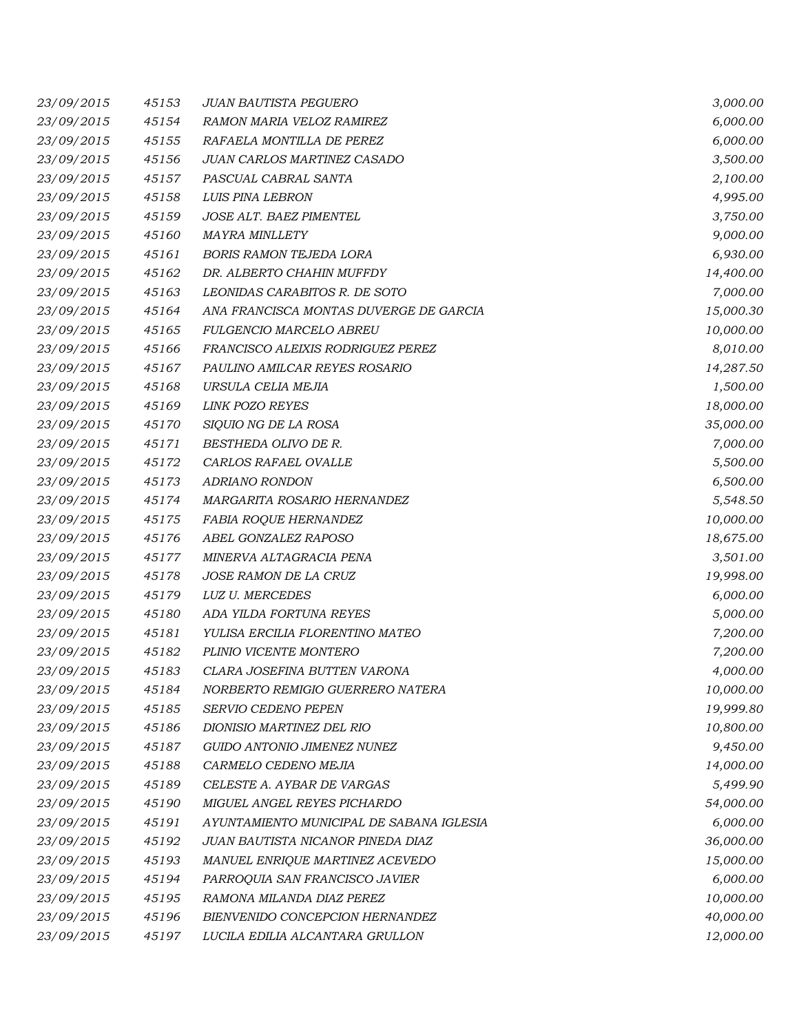| | | | |
|---|---|---|---|
| *23/09/2015* | *45153* | *JUAN BAUTISTA PEGUERO* | *3,000.00* |
| *23/09/2015* | *45154* | *RAMON MARIA VELOZ RAMIREZ* | *6,000.00* |
| *23/09/2015* | *45155* | *RAFAELA MONTILLA DE PEREZ* | *6,000.00* |
| *23/09/2015* | *45156* | *JUAN CARLOS MARTINEZ CASADO* | *3,500.00* |
| *23/09/2015* | *45157* | *PASCUAL CABRAL SANTA* | *2,100.00* |
| *23/09/2015* | *45158* | *LUIS PINA LEBRON* | *4,995.00* |
| *23/09/2015* | *45159* | *JOSE ALT. BAEZ PIMENTEL* | *3,750.00* |
| *23/09/2015* | *45160* | *MAYRA MINLLETY* | *9,000.00* |
| *23/09/2015* | *45161* | *BORIS RAMON TEJEDA LORA* | *6,930.00* |
| *23/09/2015* | *45162* | *DR. ALBERTO CHAHIN MUFFDY* | *14,400.00* |
| *23/09/2015* | *45163* | *LEONIDAS CARABITOS R. DE SOTO* | *7,000.00* |
| *23/09/2015* | *45164* | *ANA FRANCISCA MONTAS DUVERGE DE GARCIA* | *15,000.30* |
| *23/09/2015* | *45165* | *FULGENCIO MARCELO ABREU* | *10,000.00* |
| *23/09/2015* | *45166* | *FRANCISCO ALEIXIS RODRIGUEZ PEREZ* | *8,010.00* |
| *23/09/2015* | *45167* | *PAULINO AMILCAR REYES ROSARIO* | *14,287.50* |
| *23/09/2015* | *45168* | *URSULA CELIA MEJIA* | *1,500.00* |
| *23/09/2015* | *45169* | *LINK POZO REYES* | *18,000.00* |
| *23/09/2015* | *45170* | *SIQUIO NG DE LA ROSA* | *35,000.00* |
| *23/09/2015* | *45171* | *BESTHEDA OLIVO DE R.* | *7,000.00* |
| *23/09/2015* | *45172* | *CARLOS RAFAEL OVALLE* | *5,500.00* |
| *23/09/2015* | *45173* | *ADRIANO RONDON* | *6,500.00* |
| *23/09/2015* | *45174* | *MARGARITA ROSARIO HERNANDEZ* | *5,548.50* |
| *23/09/2015* | *45175* | *FABIA ROQUE HERNANDEZ* | *10,000.00* |
| *23/09/2015* | *45176* | *ABEL GONZALEZ RAPOSO* | *18,675.00* |
| *23/09/2015* | *45177* | *MINERVA ALTAGRACIA PENA* | *3,501.00* |
| *23/09/2015* | *45178* | *JOSE RAMON DE LA CRUZ* | *19,998.00* |
| *23/09/2015* | *45179* | *LUZ U. MERCEDES* | *6,000.00* |
| *23/09/2015* | *45180* | *ADA YILDA FORTUNA REYES* | *5,000.00* |
| *23/09/2015* | *45181* | *YULISA ERCILIA FLORENTINO MATEO* | *7,200.00* |
| *23/09/2015* | *45182* | *PLINIO VICENTE MONTERO* | *7,200.00* |
| *23/09/2015* | *45183* | *CLARA JOSEFINA BUTTEN VARONA* | *4,000.00* |
| *23/09/2015* | *45184* | *NORBERTO REMIGIO GUERRERO NATERA* | *10,000.00* |
| *23/09/2015* | *45185* | *SERVIO CEDENO PEPEN* | *19,999.80* |
| *23/09/2015* | *45186* | *DIONISIO MARTINEZ DEL RIO* | *10,800.00* |
| *23/09/2015* | *45187* | *GUIDO ANTONIO JIMENEZ NUNEZ* | *9,450.00* |
| *23/09/2015* | *45188* | *CARMELO CEDENO MEJIA* | *14,000.00* |
| *23/09/2015* | *45189* | *CELESTE A. AYBAR DE VARGAS* | *5,499.90* |
| *23/09/2015* | *45190* | *MIGUEL ANGEL REYES PICHARDO* | *54,000.00* |
| *23/09/2015* | *45191* | *AYUNTAMIENTO MUNICIPAL DE SABANA IGLESIA* | *6,000.00* |
| *23/09/2015* | *45192* | *JUAN BAUTISTA NICANOR PINEDA DIAZ* | *36,000.00* |
| *23/09/2015* | *45193* | *MANUEL ENRIQUE MARTINEZ ACEVEDO* | *15,000.00* |
| *23/09/2015* | *45194* | *PARROQUIA SAN FRANCISCO JAVIER* | *6,000.00* |
| *23/09/2015* | *45195* | *RAMONA MILANDA DIAZ PEREZ* | *10,000.00* |
| *23/09/2015* | *45196* | *BIENVENIDO CONCEPCION HERNANDEZ* | *40,000.00* |
| *23/09/2015* | *45197* | *LUCILA EDILIA ALCANTARA GRULLON* | *12,000.00* |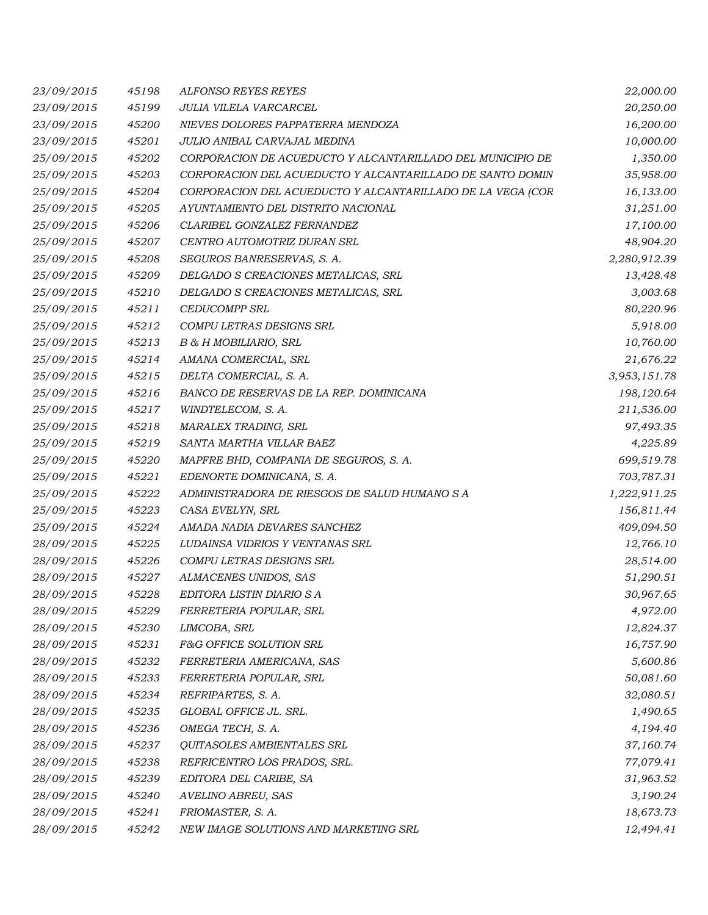| | | | |
|---|---|---|---|
| 23/09/2015 | 45198 | ALFONSO REYES REYES | 22,000.00 |
| 23/09/2015 | 45199 | JULIA VILELA VARCARCEL | 20,250.00 |
| 23/09/2015 | 45200 | NIEVES DOLORES PAPPATERRA MENDOZA | 16,200.00 |
| 23/09/2015 | 45201 | JULIO ANIBAL CARVAJAL MEDINA | 10,000.00 |
| 25/09/2015 | 45202 | CORPORACION DE ACUEDUCTO Y ALCANTARILLADO DEL MUNICIPIO DE | 1,350.00 |
| 25/09/2015 | 45203 | CORPORACION DEL ACUEDUCTO Y ALCANTARILLADO DE SANTO DOMIN | 35,958.00 |
| 25/09/2015 | 45204 | CORPORACION DEL ACUEDUCTO Y ALCANTARILLADO DE LA VEGA (COR | 16,133.00 |
| 25/09/2015 | 45205 | AYUNTAMIENTO DEL DISTRITO NACIONAL | 31,251.00 |
| 25/09/2015 | 45206 | CLARIBEL GONZALEZ FERNANDEZ | 17,100.00 |
| 25/09/2015 | 45207 | CENTRO AUTOMOTRIZ DURAN SRL | 48,904.20 |
| 25/09/2015 | 45208 | SEGUROS BANRESERVAS, S. A. | 2,280,912.39 |
| 25/09/2015 | 45209 | DELGADO S CREACIONES METALICAS, SRL | 13,428.48 |
| 25/09/2015 | 45210 | DELGADO S CREACIONES METALICAS, SRL | 3,003.68 |
| 25/09/2015 | 45211 | CEDUCOMPP SRL | 80,220.96 |
| 25/09/2015 | 45212 | COMPU LETRAS DESIGNS SRL | 5,918.00 |
| 25/09/2015 | 45213 | B & H MOBILIARIO, SRL | 10,760.00 |
| 25/09/2015 | 45214 | AMANA COMERCIAL, SRL | 21,676.22 |
| 25/09/2015 | 45215 | DELTA COMERCIAL, S. A. | 3,953,151.78 |
| 25/09/2015 | 45216 | BANCO DE RESERVAS DE LA REP. DOMINICANA | 198,120.64 |
| 25/09/2015 | 45217 | WINDTELECOM, S. A. | 211,536.00 |
| 25/09/2015 | 45218 | MARALEX TRADING, SRL | 97,493.35 |
| 25/09/2015 | 45219 | SANTA MARTHA VILLAR BAEZ | 4,225.89 |
| 25/09/2015 | 45220 | MAPFRE BHD, COMPANIA DE SEGUROS, S. A. | 699,519.78 |
| 25/09/2015 | 45221 | EDENORTE DOMINICANA, S. A. | 703,787.31 |
| 25/09/2015 | 45222 | ADMINISTRADORA DE RIESGOS DE SALUD HUMANO S A | 1,222,911.25 |
| 25/09/2015 | 45223 | CASA EVELYN, SRL | 156,811.44 |
| 25/09/2015 | 45224 | AMADA NADIA DEVARES SANCHEZ | 409,094.50 |
| 28/09/2015 | 45225 | LUDAINSA VIDRIOS Y VENTANAS SRL | 12,766.10 |
| 28/09/2015 | 45226 | COMPU LETRAS DESIGNS SRL | 28,514.00 |
| 28/09/2015 | 45227 | ALMACENES UNIDOS, SAS | 51,290.51 |
| 28/09/2015 | 45228 | EDITORA LISTIN DIARIO S A | 30,967.65 |
| 28/09/2015 | 45229 | FERRETERIA POPULAR, SRL | 4,972.00 |
| 28/09/2015 | 45230 | LIMCOBA, SRL | 12,824.37 |
| 28/09/2015 | 45231 | F&G OFFICE SOLUTION SRL | 16,757.90 |
| 28/09/2015 | 45232 | FERRETERIA AMERICANA, SAS | 5,600.86 |
| 28/09/2015 | 45233 | FERRETERIA POPULAR, SRL | 50,081.60 |
| 28/09/2015 | 45234 | REFRIPARTES, S. A. | 32,080.51 |
| 28/09/2015 | 45235 | GLOBAL OFFICE JL. SRL. | 1,490.65 |
| 28/09/2015 | 45236 | OMEGA TECH, S. A. | 4,194.40 |
| 28/09/2015 | 45237 | QUITASOLES AMBIENTALES SRL | 37,160.74 |
| 28/09/2015 | 45238 | REFRICENTRO LOS PRADOS, SRL. | 77,079.41 |
| 28/09/2015 | 45239 | EDITORA DEL CARIBE, SA | 31,963.52 |
| 28/09/2015 | 45240 | AVELINO ABREU, SAS | 3,190.24 |
| 28/09/2015 | 45241 | FRIOMASTER, S. A. | 18,673.73 |
| 28/09/2015 | 45242 | NEW IMAGE SOLUTIONS AND MARKETING SRL | 12,494.41 |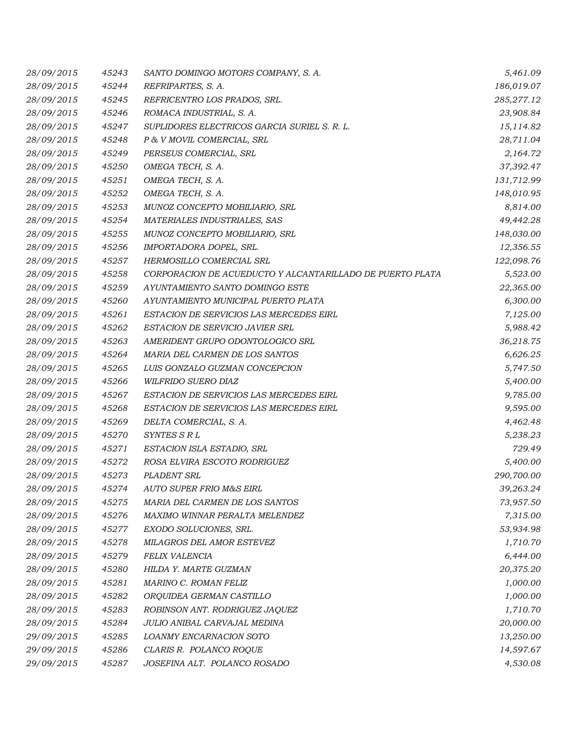| | | | |
|---|---|---|---|
| *28/09/2015* | *45243* | *SANTO DOMINGO MOTORS COMPANY, S. A.* | *5,461.09* |
| *28/09/2015* | *45244* | *REFRIPARTES, S. A.* | *186,019.07* |
| *28/09/2015* | *45245* | *REFRICENTRO LOS PRADOS, SRL.* | *285,277.12* |
| *28/09/2015* | *45246* | *ROMACA INDUSTRIAL, S. A.* | *23,908.84* |
| *28/09/2015* | *45247* | *SUPLIDORES ELECTRICOS GARCIA SURIEL S. R. L.* | *15,114.82* |
| *28/09/2015* | *45248* | *P & V MOVIL COMERCIAL, SRL* | *28,711.04* |
| *28/09/2015* | *45249* | *PERSEUS COMERCIAL, SRL* | *2,164.72* |
| *28/09/2015* | *45250* | *OMEGA TECH, S. A.* | *37,392.47* |
| *28/09/2015* | *45251* | *OMEGA TECH, S. A.* | *131,712.99* |
| *28/09/2015* | *45252* | *OMEGA TECH, S. A.* | *148,010.95* |
| *28/09/2015* | *45253* | *MUNOZ CONCEPTO MOBILIARIO, SRL* | *8,814.00* |
| *28/09/2015* | *45254* | *MATERIALES INDUSTRIALES, SAS* | *49,442.28* |
| *28/09/2015* | *45255* | *MUNOZ CONCEPTO MOBILIARIO, SRL* | *148,030.00* |
| *28/09/2015* | *45256* | *IMPORTADORA DOPEL, SRL.* | *12,356.55* |
| *28/09/2015* | *45257* | *HERMOSILLO COMERCIAL SRL* | *122,098.76* |
| *28/09/2015* | *45258* | *CORPORACION DE ACUEDUCTO Y ALCANTARILLADO DE PUERTO PLATA* | *5,523.00* |
| *28/09/2015* | *45259* | *AYUNTAMIENTO SANTO DOMINGO ESTE* | *22,365.00* |
| *28/09/2015* | *45260* | *AYUNTAMIENTO MUNICIPAL PUERTO PLATA* | *6,300.00* |
| *28/09/2015* | *45261* | *ESTACION DE SERVICIOS LAS MERCEDES EIRL* | *7,125.00* |
| *28/09/2015* | *45262* | *ESTACION DE SERVICIO JAVIER SRL* | *5,988.42* |
| *28/09/2015* | *45263* | *AMERIDENT GRUPO ODONTOLOGICO SRL* | *36,218.75* |
| *28/09/2015* | *45264* | *MARIA DEL CARMEN DE LOS SANTOS* | *6,626.25* |
| *28/09/2015* | *45265* | *LUIS GONZALO GUZMAN CONCEPCION* | *5,747.50* |
| *28/09/2015* | *45266* | *WILFRIDO SUERO DIAZ* | *5,400.00* |
| *28/09/2015* | *45267* | *ESTACION DE SERVICIOS LAS MERCEDES EIRL* | *9,785.00* |
| *28/09/2015* | *45268* | *ESTACION DE SERVICIOS LAS MERCEDES EIRL* | *9,595.00* |
| *28/09/2015* | *45269* | *DELTA COMERCIAL, S. A.* | *4,462.48* |
| *28/09/2015* | *45270* | *SYNTES S R L* | *5,238.23* |
| *28/09/2015* | *45271* | *ESTACION ISLA ESTADIO, SRL* | *729.49* |
| *28/09/2015* | *45272* | *ROSA ELVIRA ESCOTO RODRIGUEZ* | *5,400.00* |
| *28/09/2015* | *45273* | *PLADENT SRL* | *290,700.00* |
| *28/09/2015* | *45274* | *AUTO SUPER FRIO M&S EIRL* | *39,263.24* |
| *28/09/2015* | *45275* | *MARIA DEL CARMEN DE LOS SANTOS* | *73,957.50* |
| *28/09/2015* | *45276* | *MAXIMO WINNAR PERALTA MELENDEZ* | *7,315.00* |
| *28/09/2015* | *45277* | *EXODO SOLUCIONES, SRL.* | *53,934.98* |
| *28/09/2015* | *45278* | *MILAGROS DEL AMOR ESTEVEZ* | *1,710.70* |
| *28/09/2015* | *45279* | *FELIX VALENCIA* | *6,444.00* |
| *28/09/2015* | *45280* | *HILDA Y. MARTE GUZMAN* | *20,375.20* |
| *28/09/2015* | *45281* | *MARINO C. ROMAN FELIZ* | *1,000.00* |
| *28/09/2015* | *45282* | *ORQUIDEA GERMAN CASTILLO* | *1,000.00* |
| *28/09/2015* | *45283* | *ROBINSON ANT. RODRIGUEZ JAQUEZ* | *1,710.70* |
| *28/09/2015* | *45284* | *JULIO ANIBAL CARVAJAL MEDINA* | *20,000.00* |
| *29/09/2015* | *45285* | *LOANMY ENCARNACION SOTO* | *13,250.00* |
| *29/09/2015* | *45286* | *CLARIS R. POLANCO ROQUE* | *14,597.67* |
| *29/09/2015* | *45287* | *JOSEFINA ALT. POLANCO ROSADO* | *4,530.08* |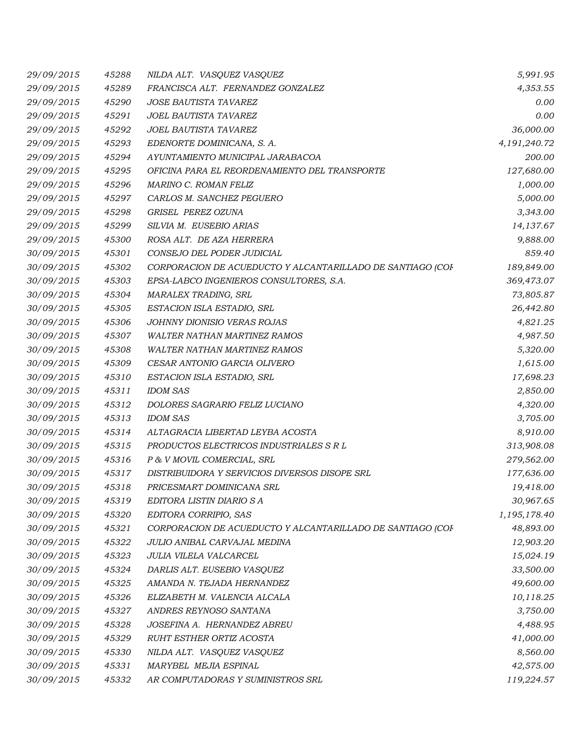| | | | |
|---|---|---|---|
| 29/09/2015 | 45288 | NILDA ALT. VASQUEZ VASQUEZ | 5,991.95 |
| 29/09/2015 | 45289 | FRANCISCA ALT. FERNANDEZ GONZALEZ | 4,353.55 |
| 29/09/2015 | 45290 | JOSE BAUTISTA TAVAREZ | 0.00 |
| 29/09/2015 | 45291 | JOEL BAUTISTA TAVAREZ | 0.00 |
| 29/09/2015 | 45292 | JOEL BAUTISTA TAVAREZ | 36,000.00 |
| 29/09/2015 | 45293 | EDENORTE DOMINICANA, S. A. | 4,191,240.72 |
| 29/09/2015 | 45294 | AYUNTAMIENTO MUNICIPAL JARABACOA | 200.00 |
| 29/09/2015 | 45295 | OFICINA PARA EL REORDENAMIENTO DEL TRANSPORTE | 127,680.00 |
| 29/09/2015 | 45296 | MARINO C. ROMAN FELIZ | 1,000.00 |
| 29/09/2015 | 45297 | CARLOS M. SANCHEZ PEGUERO | 5,000.00 |
| 29/09/2015 | 45298 | GRISEL PEREZ OZUNA | 3,343.00 |
| 29/09/2015 | 45299 | SILVIA M. EUSEBIO ARIAS | 14,137.67 |
| 29/09/2015 | 45300 | ROSA ALT. DE AZA HERRERA | 9,888.00 |
| 30/09/2015 | 45301 | CONSEJO DEL PODER JUDICIAL | 859.40 |
| 30/09/2015 | 45302 | CORPORACION DE ACUEDUCTO Y ALCANTARILLADO DE SANTIAGO (COI | 189,849.00 |
| 30/09/2015 | 45303 | EPSA-LABCO INGENIEROS CONSULTORES, S.A. | 369,473.07 |
| 30/09/2015 | 45304 | MARALEX TRADING, SRL | 73,805.87 |
| 30/09/2015 | 45305 | ESTACION ISLA ESTADIO, SRL | 26,442.80 |
| 30/09/2015 | 45306 | JOHNNY DIONISIO VERAS ROJAS | 4,821.25 |
| 30/09/2015 | 45307 | WALTER NATHAN MARTINEZ RAMOS | 4,987.50 |
| 30/09/2015 | 45308 | WALTER NATHAN MARTINEZ RAMOS | 5,320.00 |
| 30/09/2015 | 45309 | CESAR ANTONIO GARCIA OLIVERO | 1,615.00 |
| 30/09/2015 | 45310 | ESTACION ISLA ESTADIO, SRL | 17,698.23 |
| 30/09/2015 | 45311 | IDOM SAS | 2,850.00 |
| 30/09/2015 | 45312 | DOLORES SAGRARIO FELIZ LUCIANO | 4,320.00 |
| 30/09/2015 | 45313 | IDOM SAS | 3,705.00 |
| 30/09/2015 | 45314 | ALTAGRACIA LIBERTAD LEYBA ACOSTA | 8,910.00 |
| 30/09/2015 | 45315 | PRODUCTOS ELECTRICOS INDUSTRIALES S R L | 313,908.08 |
| 30/09/2015 | 45316 | P & V MOVIL COMERCIAL, SRL | 279,562.00 |
| 30/09/2015 | 45317 | DISTRIBUIDORA Y SERVICIOS DIVERSOS DISOPE SRL | 177,636.00 |
| 30/09/2015 | 45318 | PRICESMART DOMINICANA SRL | 19,418.00 |
| 30/09/2015 | 45319 | EDITORA LISTIN DIARIO S A | 30,967.65 |
| 30/09/2015 | 45320 | EDITORA CORRIPIO, SAS | 1,195,178.40 |
| 30/09/2015 | 45321 | CORPORACION DE ACUEDUCTO Y ALCANTARILLADO DE SANTIAGO (COI | 48,893.00 |
| 30/09/2015 | 45322 | JULIO ANIBAL CARVAJAL MEDINA | 12,903.20 |
| 30/09/2015 | 45323 | JULIA VILELA VALCARCEL | 15,024.19 |
| 30/09/2015 | 45324 | DARLIS ALT. EUSEBIO VASQUEZ | 33,500.00 |
| 30/09/2015 | 45325 | AMANDA N. TEJADA HERNANDEZ | 49,600.00 |
| 30/09/2015 | 45326 | ELIZABETH M. VALENCIA ALCALA | 10,118.25 |
| 30/09/2015 | 45327 | ANDRES REYNOSO SANTANA | 3,750.00 |
| 30/09/2015 | 45328 | JOSEFINA A. HERNANDEZ ABREU | 4,488.95 |
| 30/09/2015 | 45329 | RUHT ESTHER ORTIZ ACOSTA | 41,000.00 |
| 30/09/2015 | 45330 | NILDA ALT. VASQUEZ VASQUEZ | 8,560.00 |
| 30/09/2015 | 45331 | MARYBEL MEJIA ESPINAL | 42,575.00 |
| 30/09/2015 | 45332 | AR COMPUTADORAS Y SUMINISTROS SRL | 119,224.57 |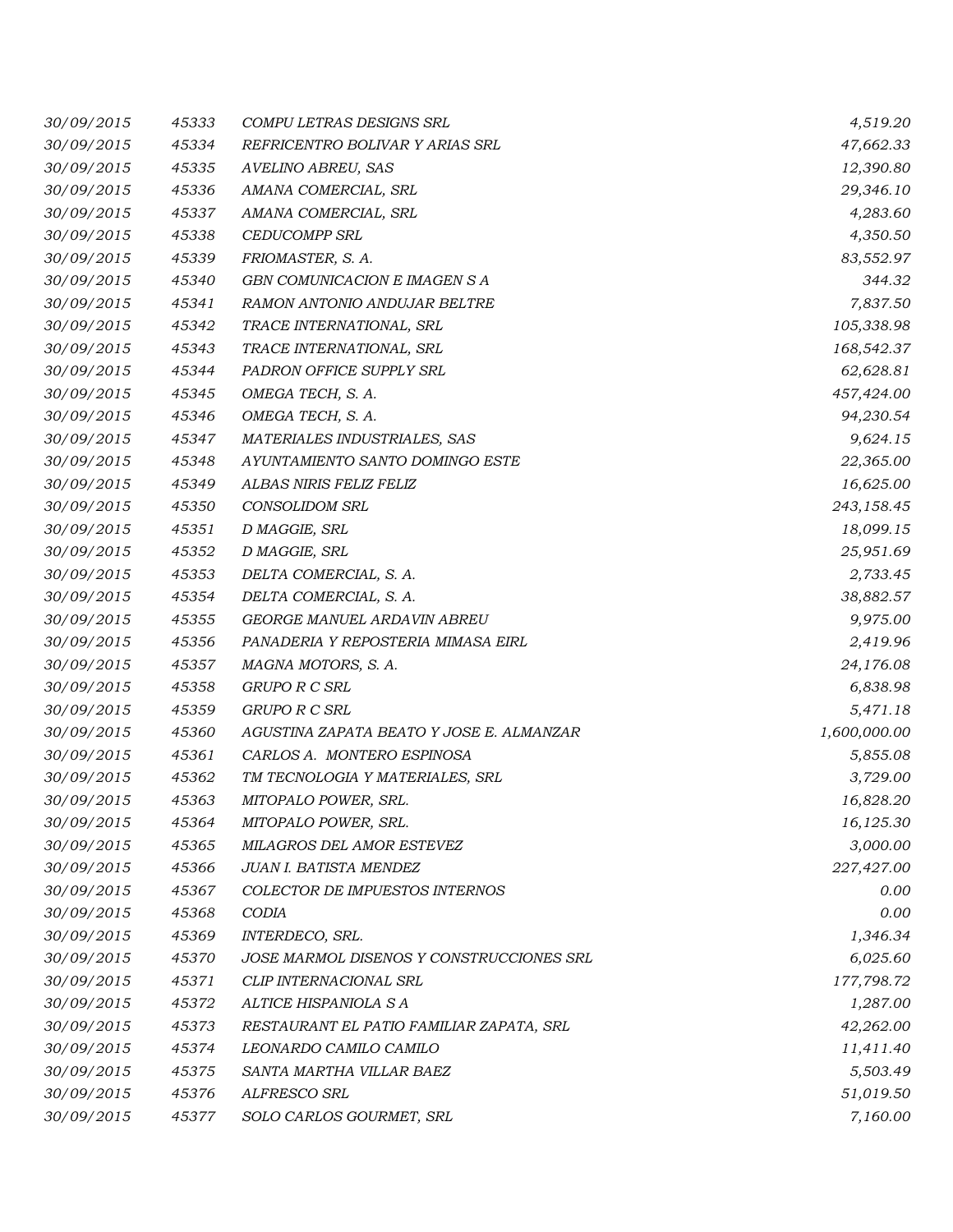| | | | |
|---|---|---|---|
| *30/09/2015* | *45333* | *COMPU LETRAS DESIGNS SRL* | *4,519.20* |
| *30/09/2015* | *45334* | *REFRICENTRO BOLIVAR Y ARIAS SRL* | *47,662.33* |
| *30/09/2015* | *45335* | *AVELINO ABREU, SAS* | *12,390.80* |
| *30/09/2015* | *45336* | *AMANA COMERCIAL, SRL* | *29,346.10* |
| *30/09/2015* | *45337* | *AMANA COMERCIAL, SRL* | *4,283.60* |
| *30/09/2015* | *45338* | *CEDUCOMPP SRL* | *4,350.50* |
| *30/09/2015* | *45339* | *FRIOMASTER, S. A.* | *83,552.97* |
| *30/09/2015* | *45340* | *GBN COMUNICACION E IMAGEN S A* | *344.32* |
| *30/09/2015* | *45341* | *RAMON ANTONIO ANDUJAR BELTRE* | *7,837.50* |
| *30/09/2015* | *45342* | *TRACE INTERNATIONAL, SRL* | *105,338.98* |
| *30/09/2015* | *45343* | *TRACE INTERNATIONAL, SRL* | *168,542.37* |
| *30/09/2015* | *45344* | *PADRON OFFICE SUPPLY SRL* | *62,628.81* |
| *30/09/2015* | *45345* | *OMEGA TECH, S. A.* | *457,424.00* |
| *30/09/2015* | *45346* | *OMEGA TECH, S. A.* | *94,230.54* |
| *30/09/2015* | *45347* | *MATERIALES INDUSTRIALES, SAS* | *9,624.15* |
| *30/09/2015* | *45348* | *AYUNTAMIENTO SANTO DOMINGO ESTE* | *22,365.00* |
| *30/09/2015* | *45349* | *ALBAS NIRIS FELIZ FELIZ* | *16,625.00* |
| *30/09/2015* | *45350* | *CONSOLIDOM SRL* | *243,158.45* |
| *30/09/2015* | *45351* | *D MAGGIE, SRL* | *18,099.15* |
| *30/09/2015* | *45352* | *D MAGGIE, SRL* | *25,951.69* |
| *30/09/2015* | *45353* | *DELTA COMERCIAL, S. A.* | *2,733.45* |
| *30/09/2015* | *45354* | *DELTA COMERCIAL, S. A.* | *38,882.57* |
| *30/09/2015* | *45355* | *GEORGE MANUEL ARDAVIN ABREU* | *9,975.00* |
| *30/09/2015* | *45356* | *PANADERIA Y REPOSTERIA MIMASA EIRL* | *2,419.96* |
| *30/09/2015* | *45357* | *MAGNA MOTORS, S. A.* | *24,176.08* |
| *30/09/2015* | *45358* | *GRUPO R C SRL* | *6,838.98* |
| *30/09/2015* | *45359* | *GRUPO R C SRL* | *5,471.18* |
| *30/09/2015* | *45360* | *AGUSTINA ZAPATA BEATO Y JOSE E. ALMANZAR* | *1,600,000.00* |
| *30/09/2015* | *45361* | *CARLOS A. MONTERO ESPINOSA* | *5,855.08* |
| *30/09/2015* | *45362* | *TM TECNOLOGIA Y MATERIALES, SRL* | *3,729.00* |
| *30/09/2015* | *45363* | *MITOPALO POWER, SRL.* | *16,828.20* |
| *30/09/2015* | *45364* | *MITOPALO POWER, SRL.* | *16,125.30* |
| *30/09/2015* | *45365* | *MILAGROS DEL AMOR ESTEVEZ* | *3,000.00* |
| *30/09/2015* | *45366* | *JUAN I. BATISTA MENDEZ* | *227,427.00* |
| *30/09/2015* | *45367* | *COLECTOR DE IMPUESTOS INTERNOS* | *0.00* |
| *30/09/2015* | *45368* | *CODIA* | *0.00* |
| *30/09/2015* | *45369* | *INTERDECO, SRL.* | *1,346.34* |
| *30/09/2015* | *45370* | *JOSE MARMOL DISENOS Y CONSTRUCCIONES SRL* | *6,025.60* |
| *30/09/2015* | *45371* | *CLIP INTERNACIONAL SRL* | *177,798.72* |
| *30/09/2015* | *45372* | *ALTICE HISPANIOLA S A* | *1,287.00* |
| *30/09/2015* | *45373* | *RESTAURANT EL PATIO FAMILIAR ZAPATA, SRL* | *42,262.00* |
| *30/09/2015* | *45374* | *LEONARDO CAMILO CAMILO* | *11,411.40* |
| *30/09/2015* | *45375* | *SANTA MARTHA VILLAR BAEZ* | *5,503.49* |
| *30/09/2015* | *45376* | *ALFRESCO SRL* | *51,019.50* |
| *30/09/2015* | *45377* | *SOLO CARLOS GOURMET, SRL* | *7,160.00* |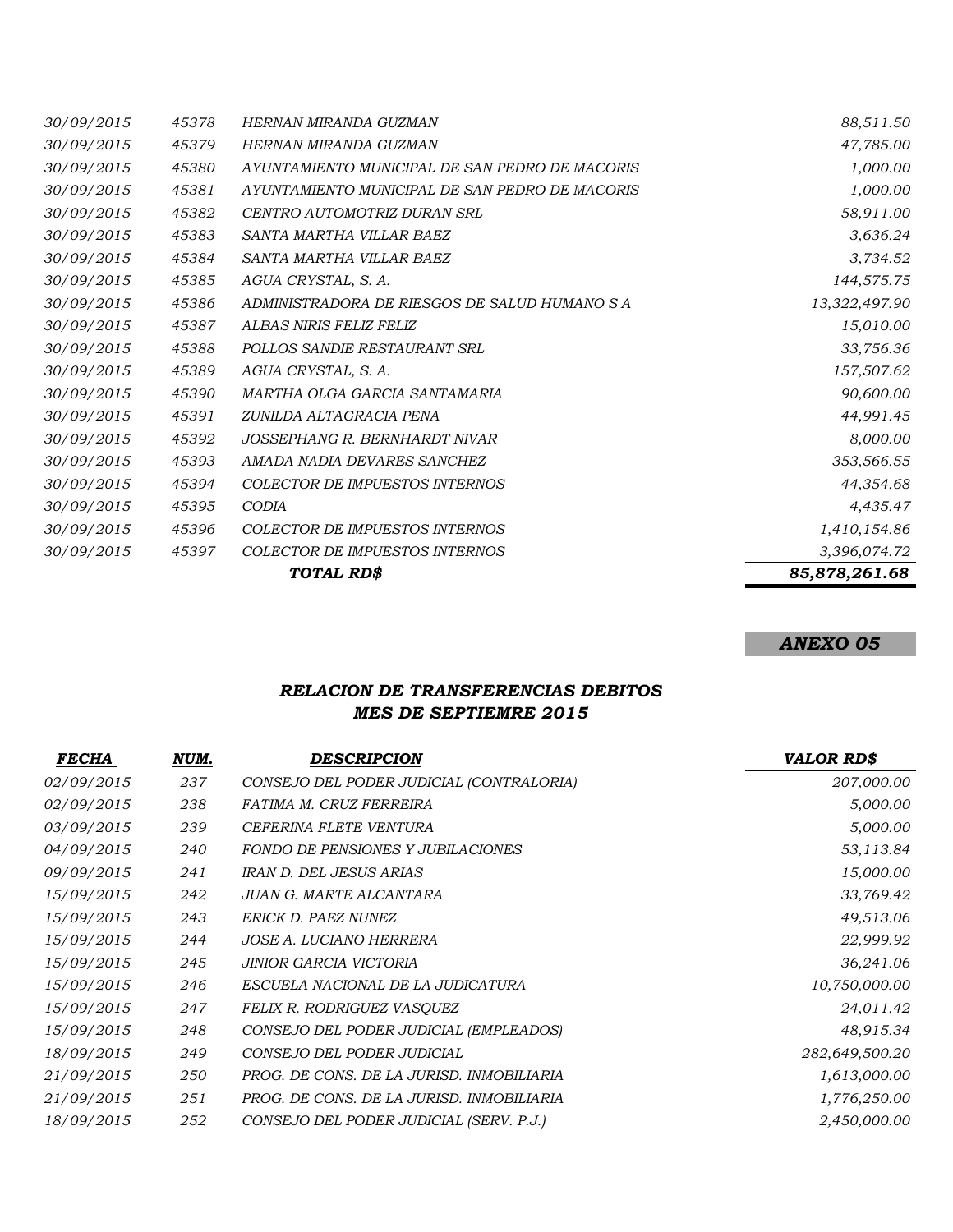| | | | |
|---|---|---|---|
| *30/09/2015* | *45378* | *HERNAN MIRANDA GUZMAN* | *88,511.50* |
| *30/09/2015* | *45379* | *HERNAN MIRANDA GUZMAN* | *47,785.00* |
| *30/09/2015* | *45380* | *AYUNTAMIENTO MUNICIPAL DE SAN PEDRO DE MACORIS* | *1,000.00* |
| *30/09/2015* | *45381* | *AYUNTAMIENTO MUNICIPAL DE SAN PEDRO DE MACORIS* | *1,000.00* |
| *30/09/2015* | *45382* | *CENTRO AUTOMOTRIZ DURAN SRL* | *58,911.00* |
| *30/09/2015* | *45383* | *SANTA MARTHA VILLAR BAEZ* | *3,636.24* |
| *30/09/2015* | *45384* | *SANTA MARTHA VILLAR BAEZ* | *3,734.52* |
| *30/09/2015* | *45385* | *AGUA CRYSTAL, S. A.* | *144,575.75* |
| *30/09/2015* | *45386* | *ADMINISTRADORA DE RIESGOS DE SALUD HUMANO S A* | *13,322,497.90* |
| *30/09/2015* | *45387* | *ALBAS NIRIS FELIZ FELIZ* | *15,010.00* |
| *30/09/2015* | *45388* | *POLLOS SANDIE RESTAURANT SRL* | *33,756.36* |
| *30/09/2015* | *45389* | *AGUA CRYSTAL, S. A.* | *157,507.62* |
| *30/09/2015* | *45390* | *MARTHA OLGA GARCIA SANTAMARIA* | *90,600.00* |
| *30/09/2015* | *45391* | *ZUNILDA ALTAGRACIA PENA* | *44,991.45* |
| *30/09/2015* | *45392* | *JOSSEPHANG R. BERNHARDT NIVAR* | *8,000.00* |
| *30/09/2015* | *45393* | *AMADA NADIA DEVARES SANCHEZ* | *353,566.55* |
| *30/09/2015* | *45394* | *COLECTOR DE IMPUESTOS INTERNOS* | *44,354.68* |
| *30/09/2015* | *45395* | *CODIA* | *4,435.47* |
| *30/09/2015* | *45396* | *COLECTOR DE IMPUESTOS INTERNOS* | *1,410,154.86* |
| *30/09/2015* | *45397* | *COLECTOR DE IMPUESTOS INTERNOS* | *3,396,074.72* |
| | | ***TOTAL RD$*** | ***85,878,261.68*** |

***ANEXO 05***

### *RELACION DE TRANSFERENCIAS DEBITOS*
### *MES DE SEPTIEMRE 2015*

| ***FECHA*** | ***NUM.*** | ***DESCRIPCION*** | ***VALOR RD$*** |
|---|---|---|---|
| *02/09/2015* | *237* | *CONSEJO DEL PODER JUDICIAL (CONTRALORIA)* | *207,000.00* |
| *02/09/2015* | *238* | *FATIMA M. CRUZ FERREIRA* | *5,000.00* |
| *03/09/2015* | *239* | *CEFERINA FLETE VENTURA* | *5,000.00* |
| *04/09/2015* | *240* | *FONDO DE PENSIONES Y JUBILACIONES* | *53,113.84* |
| *09/09/2015* | *241* | *IRAN D. DEL JESUS ARIAS* | *15,000.00* |
| *15/09/2015* | *242* | *JUAN G. MARTE ALCANTARA* | *33,769.42* |
| *15/09/2015* | *243* | *ERICK D. PAEZ NUNEZ* | *49,513.06* |
| *15/09/2015* | *244* | *JOSE A. LUCIANO HERRERA* | *22,999.92* |
| *15/09/2015* | *245* | *JINIOR GARCIA VICTORIA* | *36,241.06* |
| *15/09/2015* | *246* | *ESCUELA NACIONAL DE LA JUDICATURA* | *10,750,000.00* |
| *15/09/2015* | *247* | *FELIX R. RODRIGUEZ VASQUEZ* | *24,011.42* |
| *15/09/2015* | *248* | *CONSEJO DEL PODER JUDICIAL (EMPLEADOS)* | *48,915.34* |
| *18/09/2015* | *249* | *CONSEJO DEL PODER JUDICIAL* | *282,649,500.20* |
| *21/09/2015* | *250* | *PROG. DE CONS. DE LA JURISD. INMOBILIARIA* | *1,613,000.00* |
| *21/09/2015* | *251* | *PROG. DE CONS. DE LA JURISD. INMOBILIARIA* | *1,776,250.00* |
| *18/09/2015* | *252* | *CONSEJO DEL PODER JUDICIAL (SERV. P.J.)* | *2,450,000.00* |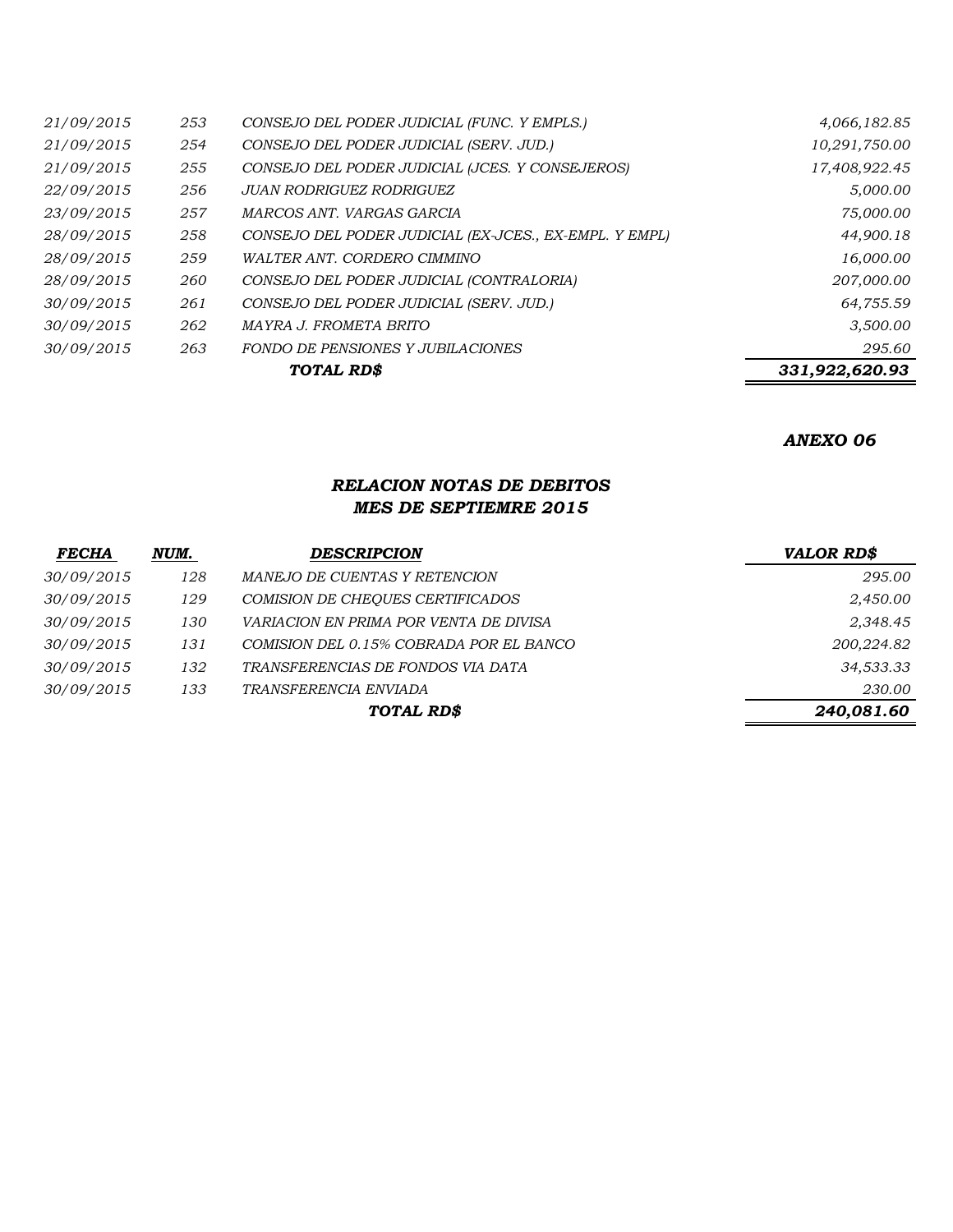| | | | |
|---|---|---|---|
| *21/09/2015* | *253* | *CONSEJO DEL PODER JUDICIAL (FUNC. Y EMPLS.)* | *4,066,182.85* |
| *21/09/2015* | *254* | *CONSEJO DEL PODER JUDICIAL (SERV. JUD.)* | *10,291,750.00* |
| *21/09/2015* | *255* | *CONSEJO DEL PODER JUDICIAL (JCES. Y CONSEJEROS)* | *17,408,922.45* |
| *22/09/2015* | *256* | *JUAN RODRIGUEZ RODRIGUEZ* | *5,000.00* |
| *23/09/2015* | *257* | *MARCOS ANT. VARGAS GARCIA* | *75,000.00* |
| *28/09/2015* | *258* | *CONSEJO DEL PODER JUDICIAL (EX-JCES., EX-EMPL. Y EMPL)* | *44,900.18* |
| *28/09/2015* | *259* | *WALTER ANT. CORDERO CIMMINO* | *16,000.00* |
| *28/09/2015* | *260* | *CONSEJO DEL PODER JUDICIAL (CONTRALORIA)* | *207,000.00* |
| *30/09/2015* | *261* | *CONSEJO DEL PODER JUDICIAL (SERV. JUD.)* | *64,755.59* |
| *30/09/2015* | *262* | *MAYRA J. FROMETA BRITO* | *3,500.00* |
| *30/09/2015* | *263* | *FONDO DE PENSIONES Y JUBILACIONES* | *295.60* |
| | | ***TOTAL RD$*** | ***331,922,620.93*** |

***ANEXO 06***

## *RELACION NOTAS DE DEBITOS*
## *MES DE SEPTIEMRE 2015*

| *FECHA* | *NUM.* | *DESCRIPCION* | *VALOR RD$* |
|---|---|---|---|
| *30/09/2015* | *128* | *MANEJO DE CUENTAS Y RETENCION* | *295.00* |
| *30/09/2015* | *129* | *COMISION DE CHEQUES CERTIFICADOS* | *2,450.00* |
| *30/09/2015* | *130* | *VARIACION EN PRIMA POR VENTA DE DIVISA* | *2,348.45* |
| *30/09/2015* | *131* | *COMISION DEL 0.15% COBRADA POR EL BANCO* | *200,224.82* |
| *30/09/2015* | *132* | *TRANSFERENCIAS DE FONDOS VIA DATA* | *34,533.33* |
| *30/09/2015* | *133* | *TRANSFERENCIA ENVIADA* | *230.00* |
| | | ***TOTAL RD$*** | ***240,081.60*** |